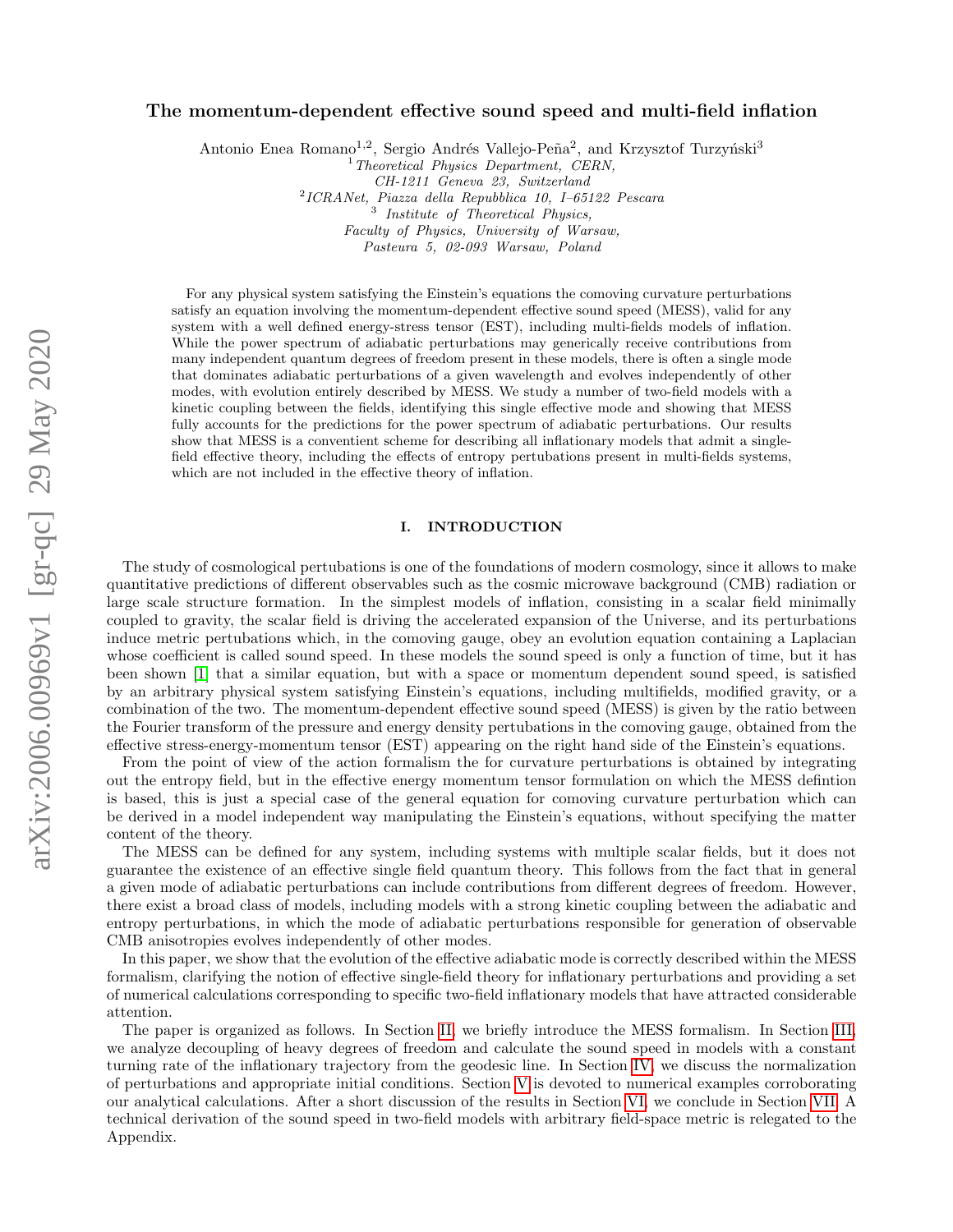# The momentum-dependent effective sound speed and multi-field inflation

Antonio Enea Romano[1,2], Sergio Andrés Vallejo-Peña[2], and Krzysztof Turzyński[3]

[1] *Theoretical Physics Department, CERN, CH-1211 Geneva 23, Switzerland*

[2] *ICRANet, Piazza della Repubblica 10, I–65122 Pescara*

[3] *Institute of Theoretical Physics, Faculty of Physics, University of Warsaw, Pasteura 5, 02-093 Warsaw, Poland*

For any physical system satisfying the Einstein's equations the comoving curvature perturbations satisfy an equation involving the momentum-dependent effective sound speed (MESS), valid for any system with a well defined energy-stress tensor (EST), including multi-fields models of inflation. While the power spectrum of adiabatic perturbations may generically receive contributions from many independent quantum degrees of freedom present in these models, there is often a single mode that dominates adiabatic perturbations of a given wavelength and evolves independently of other modes, with evolution entirely described by MESS. We study a number of two-field models with a kinetic coupling between the fields, identifying this single effective mode and showing that MESS fully accounts for the predictions for the power spectrum of adiabatic perturbations. Our results show that MESS is a conventient scheme for describing all inflationary models that admit a single-field effective theory, including the effects of entropy pertubations present in multi-fields systems, which are not included in the effective theory of inflation.

## I. INTRODUCTION

The study of cosmological pertubations is one of the foundations of modern cosmology, since it allows to make quantitative predictions of different observables such as the cosmic microwave background (CMB) radiation or large scale structure formation. In the simplest models of inflation, consisting in a scalar field minimally coupled to gravity, the scalar field is driving the accelerated expansion of the Universe, and its perturbations induce metric pertubations which, in the comoving gauge, obey an evolution equation containing a Laplacian whose coefficient is called sound speed. In these models the sound speed is only a function of time, but it has been shown [1] that a similar equation, but with a space or momentum dependent sound speed, is satisfied by an arbitrary physical system satisfying Einstein's equations, including multifields, modified gravity, or a combination of the two. The momentum-dependent effective sound speed (MESS) is given by the ratio between the Fourier transform of the pressure and energy density pertubations in the comoving gauge, obtained from the effective stress-energy-momentum tensor (EST) appearing on the right hand side of the Einstein's equations.

From the point of view of the action formalism the for curvature perturbations is obtained by integrating out the entropy field, but in the effective energy momentum tensor formulation on which the MESS defintion is based, this is just a special case of the general equation for comoving curvature perturbation which can be derived in a model independent way manipulating the Einstein's equations, without specifying the matter content of the theory.

The MESS can be defined for any system, including systems with multiple scalar fields, but it does not guarantee the existence of an effective single field quantum theory. This follows from the fact that in general a given mode of adiabatic perturbations can include contributions from different degrees of freedom. However, there exist a broad class of models, including models with a strong kinetic coupling between the adiabatic and entropy perturbations, in which the mode of adiabatic perturbations responsible for generation of observable CMB anisotropies evolves independently of other modes.

In this paper, we show that the evolution of the effective adiabatic mode is correctly described within the MESS formalism, clarifying the notion of effective single-field theory for inflationary perturbations and providing a set of numerical calculations corresponding to specific two-field inflationary models that have attracted considerable attention.

The paper is organized as follows. In Section II, we briefly introduce the MESS formalism. In Section III, we analyze decoupling of heavy degrees of freedom and calculate the sound speed in models with a constant turning rate of the inflationary trajectory from the geodesic line. In Section IV, we discuss the normalization of perturbations and appropriate initial conditions. Section V is devoted to numerical examples corroborating our analytical calculations. After a short discussion of the results in Section VI, we conclude in Section VII. A technical derivation of the sound speed in two-field models with arbitrary field-space metric is relegated to the Appendix.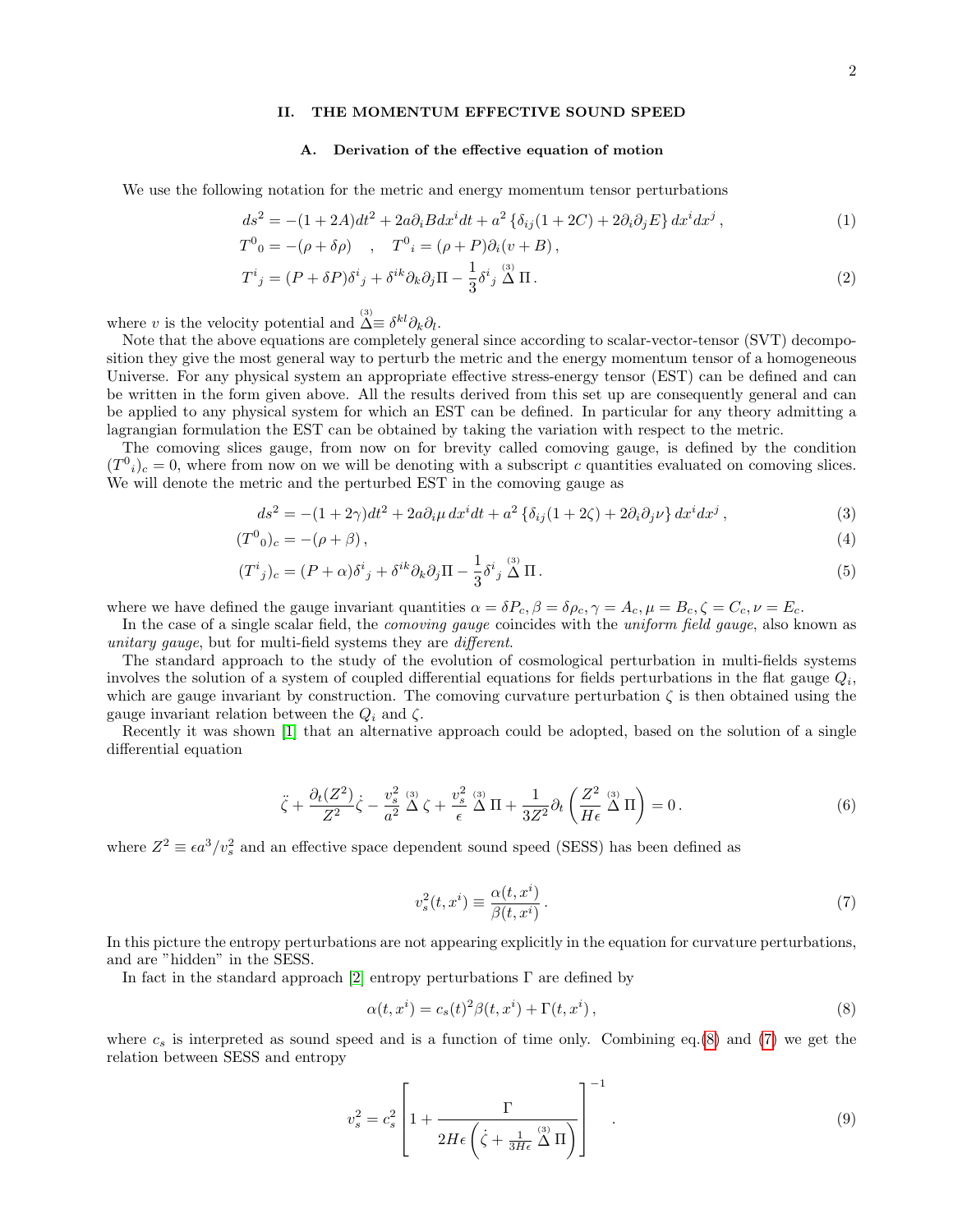## II. THE MOMENTUM EFFECTIVE SOUND SPEED

### A. Derivation of the effective equation of motion

We use the following notation for the metric and energy momentum tensor perturbations

$$ds^2 = -(1+2A)dt^2 + 2a\partial_i B dx^i dt + a^2 \left\{\delta_{ij}(1+2C) + 2\partial_i\partial_j E\right\} dx^i dx^j \,, \tag{1}$$

$$T^0{}_0 = -(\rho + \delta\rho) \quad , \quad T^0{}_i = (\rho + P)\partial_i(v + B)\,,$$

$$T^i{}_j = (P + \delta P)\delta^i{}_j + \delta^{ik}\partial_k\partial_j\Pi - \frac{1}{3}\delta^i{}_j \overset{(3)}{\Delta}\Pi\,. \tag{2}$$

where $v$ is the velocity potential and $\overset{(3)}{\Delta} \equiv \delta^{kl}\partial_k\partial_l$.

Note that the above equations are completely general since according to scalar-vector-tensor (SVT) decomposition they give the most general way to perturb the metric and the energy momentum tensor of a homogeneous Universe. For any physical system an appropriate effective stress-energy tensor (EST) can be defined and can be written in the form given above. All the results derived from this set up are consequently general and can be applied to any physical system for which an EST can be defined. In particular for any theory admitting a lagrangian formulation the EST can be obtained by taking the variation with respect to the metric.

The comoving slices gauge, from now on for brevity called comoving gauge, is defined by the condition $(T^0{}_i)_c = 0$, where from now on we will be denoting with a subscript $c$ quantities evaluated on comoving slices. We will denote the metric and the perturbed EST in the comoving gauge as

$$ds^2 = -(1+2\gamma)dt^2 + 2a\partial_i\mu\, dx^i dt + a^2\left\{\delta_{ij}(1+2\zeta) + 2\partial_i\partial_j\nu\right\} dx^i dx^j \,, \tag{3}$$

$$(T^0{}_0)_c = -(\rho + \beta)\,, \tag{4}$$

$$(T^i{}_j)_c = (P + \alpha)\delta^i{}_j + \delta^{ik}\partial_k\partial_j\Pi - \frac{1}{3}\delta^i{}_j \overset{(3)}{\Delta}\Pi\,. \tag{5}$$

where we have defined the gauge invariant quantities $\alpha = \delta P_c, \beta = \delta\rho_c, \gamma = A_c, \mu = B_c, \zeta = C_c, \nu = E_c$.

In the case of a single scalar field, the *comoving gauge* coincides with the *uniform field gauge*, also known as *unitary gauge*, but for multi-field systems they are *different*.

The standard approach to the study of the evolution of cosmological perturbation in multi-fields systems involves the solution of a system of coupled differential equations for fields perturbations in the flat gauge $Q_i$, which are gauge invariant by construction. The comoving curvature perturbation $\zeta$ is then obtained using the gauge invariant relation between the $Q_i$ and $\zeta$.

Recently it was shown [1] that an alternative approach could be adopted, based on the solution of a single differential equation

$$\ddot{\zeta} + \frac{\partial_t(Z^2)}{Z^2}\dot{\zeta} - \frac{v_s^2}{a^2}\overset{(3)}{\Delta}\zeta + \frac{v_s^2}{\epsilon}\overset{(3)}{\Delta}\Pi + \frac{1}{3Z^2}\partial_t\left(\frac{Z^2}{H\epsilon}\overset{(3)}{\Delta}\Pi\right) = 0\,. \tag{6}$$

where $Z^2 \equiv \epsilon a^3/v_s^2$ and an effective space dependent sound speed (SESS) has been defined as

$$v_s^2(t,x^i) \equiv \frac{\alpha(t,x^i)}{\beta(t,x^i)}\,. \tag{7}$$

In this picture the entropy perturbations are not appearing explicitly in the equation for curvature perturbations, and are "hidden" in the SESS.

In fact in the standard approach [2] entropy perturbations $\Gamma$ are defined by

$$\alpha(t,x^i) = c_s(t)^2\beta(t,x^i) + \Gamma(t,x^i)\,, \tag{8}$$

where $c_s$ is interpreted as sound speed and is a function of time only. Combining eq.(8) and (7) we get the relation between SESS and entropy

$$v_s^2 = c_s^2\left[1 + \frac{\Gamma}{2H\epsilon\left(\dot{\zeta} + \frac{1}{3H\epsilon}\overset{(3)}{\Delta}\Pi\right)}\right]^{-1}\,. \tag{9}$$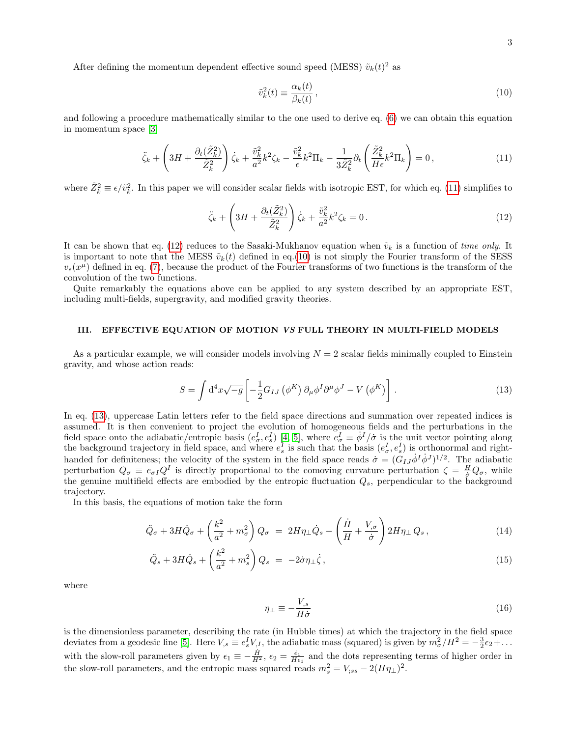After defining the momentum dependent effective sound speed (MESS) $\tilde{v}_k(t)^2$ as

$$\tilde{v}_k^2(t) \equiv \frac{\alpha_k(t)}{\beta_k(t)}\,, \tag{10}$$

and following a procedure mathematically similar to the one used to derive eq. (6) we can obtain this equation in momentum space [3]

$$\ddot{\zeta}_k + \left(3H + \frac{\partial_t(\tilde{Z}_k^2)}{\tilde{Z}_k^2}\right)\dot{\zeta}_k + \frac{\tilde{v}_k^2}{a^2}k^2\zeta_k - \frac{\tilde{v}_k^2}{\epsilon}k^2\Pi_k - \frac{1}{3\tilde{Z}_k^2}\partial_t\left(\frac{\tilde{Z}_k^2}{H\epsilon}k^2\Pi_k\right) = 0\,, \tag{11}$$

where $\tilde{Z}_k^2 \equiv \epsilon/\tilde{v}_k^2$. In this paper we will consider scalar fields with isotropic EST, for which eq. (11) simplifies to

$$\ddot{\zeta}_k + \left(3H + \frac{\partial_t(\tilde{Z}_k^2)}{\tilde{Z}_k^2}\right)\dot{\zeta}_k + \frac{\tilde{v}_k^2}{a^2}k^2\zeta_k = 0\,. \tag{12}$$

It can be shown that eq. (12) reduces to the Sasaki-Mukhanov equation when $\tilde{v}_k$ is a function of *time only*. It is important to note that the MESS $\tilde{v}_k(t)$ defined in eq.(10) is not simply the Fourier transform of the SESS $v_s(x^\mu)$ defined in eq. (7), because the product of the Fourier transforms of two functions is the transform of the convolution of the two functions.

Quite remarkably the equations above can be applied to any system described by an appropriate EST, including multi-fields, supergravity, and modified gravity theories.

## III. EFFECTIVE EQUATION OF MOTION *VS* FULL THEORY IN MULTI-FIELD MODELS

As a particular example, we will consider models involving $N = 2$ scalar fields minimally coupled to Einstein gravity, and whose action reads:

$$S = \int \mathrm{d}^4x\sqrt{-g}\left[-\frac{1}{2}G_{IJ}\left(\phi^K\right)\partial_\mu\phi^I\partial^\mu\phi^J - V\left(\phi^K\right)\right]\,. \tag{13}$$

In eq. (13), uppercase Latin letters refer to the field space directions and summation over repeated indices is assumed. It is then convenient to project the evolution of homogeneous fields and the perturbations in the field space onto the adiabatic/entropic basis $(e_\sigma^I, e_s^I)$ [4, 5], where $e_\sigma^I \equiv \dot{\phi}^I/\dot{\sigma}$ is the unit vector pointing along the background trajectory in field space, and where $e_s^I$ is such that the basis $(e_\sigma^I, e_s^I)$ is orthonormal and right-handed for definiteness; the velocity of the system in the field space reads $\dot{\sigma} = (G_{IJ}\dot{\phi}^I\dot{\phi}^J)^{1/2}$. The adiabatic perturbation $Q_\sigma \equiv e_{\sigma I}Q^I$ is directly proportional to the comoving curvature perturbation $\zeta = \frac{H}{\dot{\sigma}}Q_\sigma$, while the genuine multifield effects are embodied by the entropic fluctuation $Q_s$, perpendicular to the background trajectory.

In this basis, the equations of motion take the form

$$\ddot{Q}_\sigma + 3H\dot{Q}_\sigma + \left(\frac{k^2}{a^2} + m_\sigma^2\right)Q_\sigma \;=\; 2H\eta_\perp\dot{Q}_s - \left(\frac{\dot{H}}{H} + \frac{V_{,\sigma}}{\dot{\sigma}}\right)2H\eta_\perp\,Q_s\,, \tag{14}$$

$$\ddot{Q}_s + 3H\dot{Q}_s + \left(\frac{k^2}{a^2} + m_s^2\right)Q_s \;=\; -2\dot{\sigma}\eta_\perp\dot{\zeta}\,, \tag{15}$$

where

$$\eta_\perp \equiv -\frac{V_{,s}}{H\dot{\sigma}} \tag{16}$$

is the dimensionless parameter, describing the rate (in Hubble times) at which the trajectory in the field space deviates from a geodesic line [5]. Here $V_{,s} \equiv e_s^I V_{,I}$, the adiabatic mass (squared) is given by $m_\sigma^2/H^2 = -\frac{3}{2}\epsilon_2 + \ldots$ with the slow-roll parameters given by $\epsilon_1 \equiv -\frac{\dot{H}}{H^2}$, $\epsilon_2 = \frac{\dot{\epsilon}_1}{H\epsilon_1}$ and the dots representing terms of higher order in the slow-roll parameters, and the entropic mass squared reads $m_s^2 = V_{;ss} - 2(H\eta_\perp)^2$.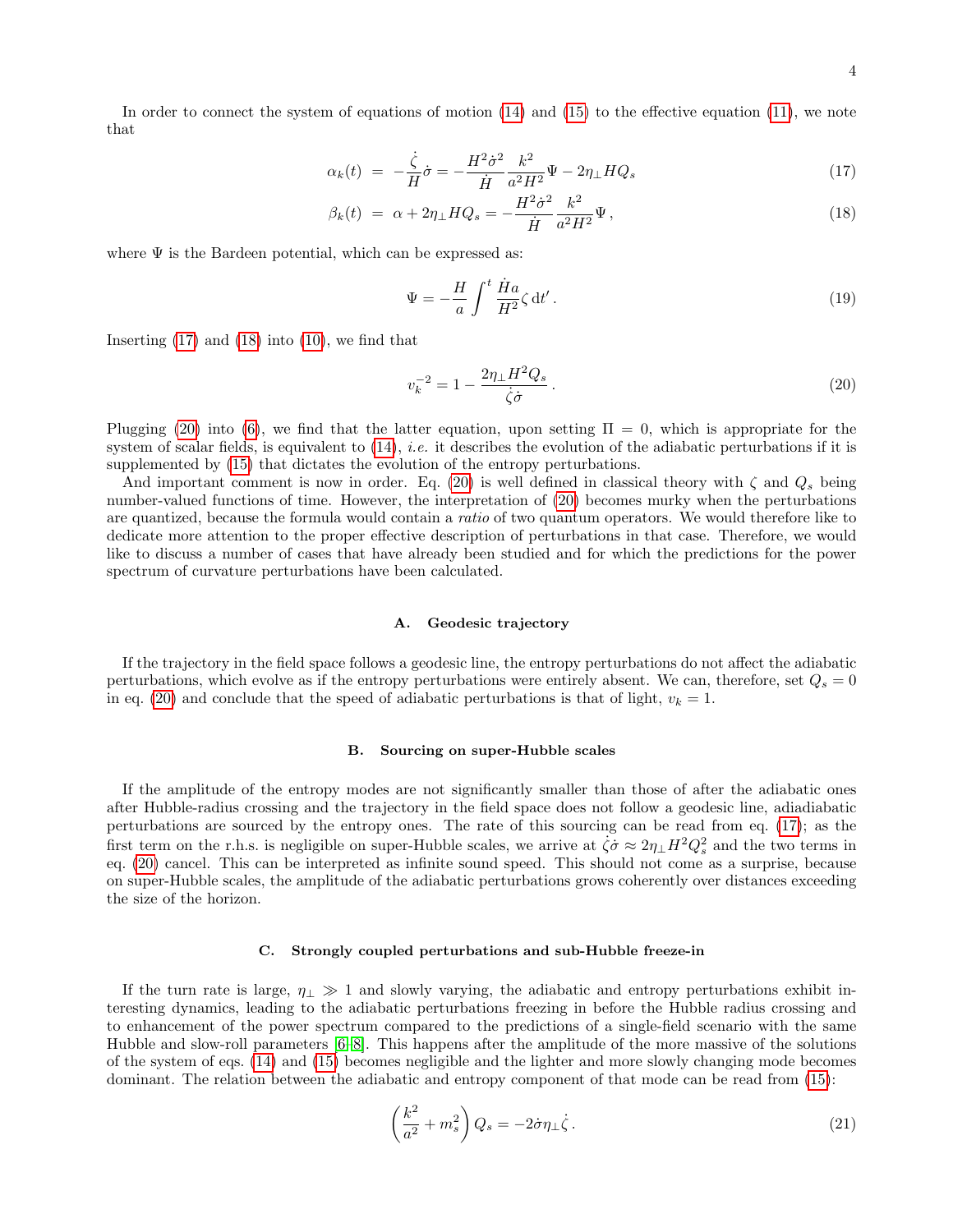In order to connect the system of equations of motion (14) and (15) to the effective equation (11), we note that

$$\alpha_k(t) \;=\; -\frac{\dot{\zeta}}{H}\dot{\sigma} = -\frac{H^2\dot{\sigma}^2}{\dot{H}}\frac{k^2}{a^2H^2}\Psi - 2\eta_\perp H Q_s \tag{17}$$

$$\beta_k(t) \;=\; \alpha + 2\eta_\perp H Q_s = -\frac{H^2\dot{\sigma}^2}{\dot{H}}\frac{k^2}{a^2H^2}\Psi\,, \tag{18}$$

where $\Psi$ is the Bardeen potential, which can be expressed as:

$$\Psi = -\frac{H}{a}\int^t \frac{\dot{H}a}{H^2}\zeta\,\mathrm{d}t'\,. \tag{19}$$

Inserting (17) and (18) into (10), we find that

$$v_k^{-2} = 1 - \frac{2\eta_\perp H^2 Q_s}{\dot{\zeta}\dot{\sigma}}\,. \tag{20}$$

Plugging (20) into (6), we find that the latter equation, upon setting $\Pi = 0$, which is appropriate for the system of scalar fields, is equivalent to (14), *i.e.* it describes the evolution of the adiabatic perturbations if it is supplemented by (15) that dictates the evolution of the entropy perturbations.

And important comment is now in order. Eq. (20) is well defined in classical theory with $\zeta$ and $Q_s$ being number-valued functions of time. However, the interpretation of (20) becomes murky when the perturbations are quantized, because the formula would contain a *ratio* of two quantum operators. We would therefore like to dedicate more attention to the proper effective description of perturbations in that case. Therefore, we would like to discuss a number of cases that have already been studied and for which the predictions for the power spectrum of curvature perturbations have been calculated.

### A. Geodesic trajectory

If the trajectory in the field space follows a geodesic line, the entropy perturbations do not affect the adiabatic perturbations, which evolve as if the entropy perturbations were entirely absent. We can, therefore, set $Q_s = 0$ in eq. (20) and conclude that the speed of adiabatic perturbations is that of light, $v_k = 1$.

### B. Sourcing on super-Hubble scales

If the amplitude of the entropy modes are not significantly smaller than those of after the adiabatic ones after Hubble-radius crossing and the trajectory in the field space does not follow a geodesic line, adiadiabatic perturbations are sourced by the entropy ones. The rate of this sourcing can be read from eq. (17); as the first term on the r.h.s. is negligible on super-Hubble scales, we arrive at $\dot{\zeta}\dot{\sigma} \approx 2\eta_\perp H^2 Q_s^2$ and the two terms in eq. (20) cancel. This can be interpreted as infinite sound speed. This should not come as a surprise, because on super-Hubble scales, the amplitude of the adiabatic perturbations grows coherently over distances exceeding the size of the horizon.

### C. Strongly coupled perturbations and sub-Hubble freeze-in

If the turn rate is large, $\eta_\perp \gg 1$ and slowly varying, the adiabatic and entropy perturbations exhibit interesting dynamics, leading to the adiabatic perturbations freezing in before the Hubble radius crossing and to enhancement of the power spectrum compared to the predictions of a single-field scenario with the same Hubble and slow-roll parameters [6–8]. This happens after the amplitude of the more massive of the solutions of the system of eqs. (14) and (15) becomes negligible and the lighter and more slowly changing mode becomes dominant. The relation between the adiabatic and entropy component of that mode can be read from (15):

$$\left(\frac{k^2}{a^2} + m_s^2\right) Q_s = -2\dot{\sigma}\eta_\perp\dot{\zeta}\,. \tag{21}$$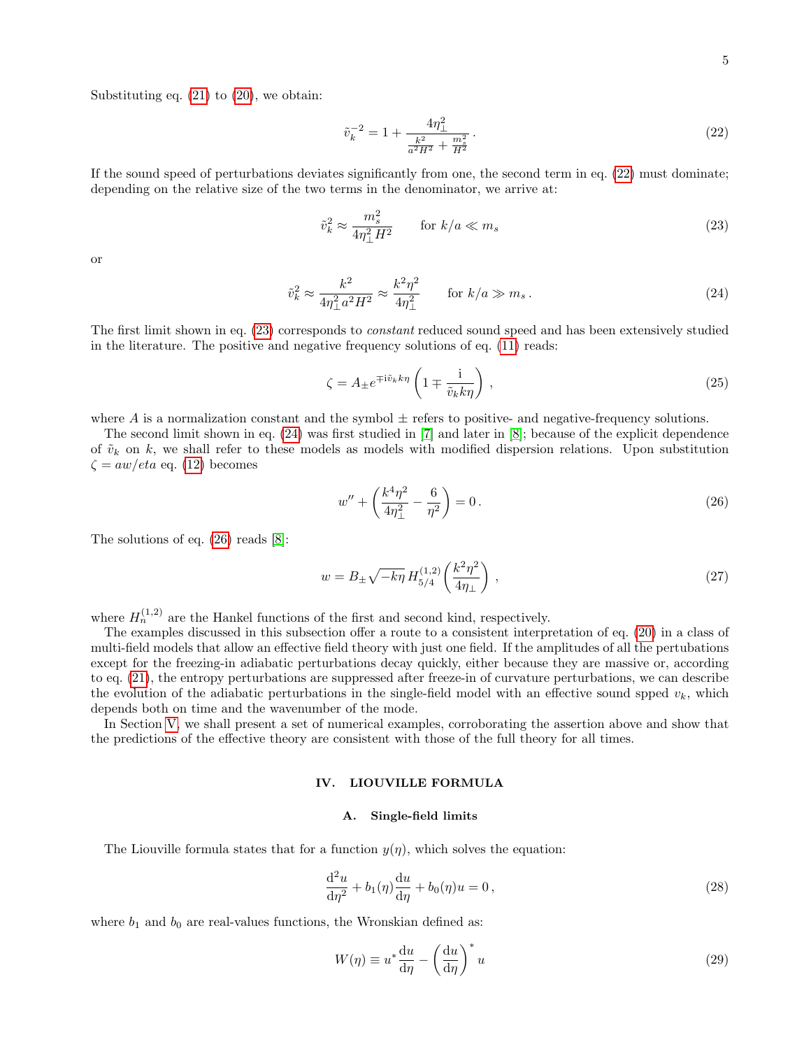Substituting eq. (21) to (20), we obtain:

$$\tilde{v}_k^{-2} = 1 + \frac{4\eta_\perp^2}{\frac{k^2}{a^2H^2} + \frac{m_s^2}{H^2}}\,. \tag{22}$$

If the sound speed of perturbations deviates significantly from one, the second term in eq. (22) must dominate; depending on the relative size of the two terms in the denominator, we arrive at:

$$\tilde{v}_k^2 \approx \frac{m_s^2}{4\eta_\perp^2 H^2} \qquad \text{for } k/a \ll m_s \tag{23}$$

or

$$\tilde{v}_k^2 \approx \frac{k^2}{4\eta_\perp^2 a^2 H^2} \approx \frac{k^2\eta^2}{4\eta_\perp^2} \qquad \text{for } k/a \gg m_s\,. \tag{24}$$

The first limit shown in eq. (23) corresponds to *constant* reduced sound speed and has been extensively studied in the literature. The positive and negative frequency solutions of eq. (11) reads:

$$\zeta = A_\pm e^{\mp i \tilde{v}_k k\eta}\left(1 \mp \frac{i}{\tilde{v}_k k\eta}\right)\,, \tag{25}$$

where $A$ is a normalization constant and the symbol $\pm$ refers to positive- and negative-frequency solutions.

The second limit shown in eq. (24) was first studied in [7] and later in [8]; because of the explicit dependence of $\tilde{v}_k$ on $k$, we shall refer to these models as models with modified dispersion relations. Upon substitution $\zeta = aw/eta$ eq. (12) becomes

$$w'' + \left(\frac{k^4\eta^2}{4\eta_\perp^2} - \frac{6}{\eta^2}\right) = 0\,. \tag{26}$$

The solutions of eq. (26) reads [8]:

$$w = B_\pm \sqrt{-k\eta}\, H_{5/4}^{(1,2)}\left(\frac{k^2\eta^2}{4\eta_\perp}\right)\,, \tag{27}$$

where $H_n^{(1,2)}$ are the Hankel functions of the first and second kind, respectively.

The examples discussed in this subsection offer a route to a consistent interpretation of eq. (20) in a class of multi-field models that allow an effective field theory with just one field. If the amplitudes of all the pertubations except for the freezing-in adiabatic perturbations decay quickly, either because they are massive or, according to eq. (21), the entropy perturbations are suppressed after freeze-in of curvature perturbations, we can describe the evolution of the adiabatic perturbations in the single-field model with an effective sound spped $v_k$, which depends both on time and the wavenumber of the mode.

In Section V, we shall present a set of numerical examples, corroborating the assertion above and show that the predictions of the effective theory are consistent with those of the full theory for all times.

## IV. LIOUVILLE FORMULA

### A. Single-field limits

The Liouville formula states that for a function $y(\eta)$, which solves the equation:

$$\frac{\mathrm{d}^2u}{\mathrm{d}\eta^2} + b_1(\eta)\frac{\mathrm{d}u}{\mathrm{d}\eta} + b_0(\eta)u = 0\,, \tag{28}$$

where $b_1$ and $b_0$ are real-values functions, the Wronskian defined as:

$$W(\eta) \equiv u^*\frac{\mathrm{d}u}{\mathrm{d}\eta} - \left(\frac{\mathrm{d}u}{\mathrm{d}\eta}\right)^* u \tag{29}$$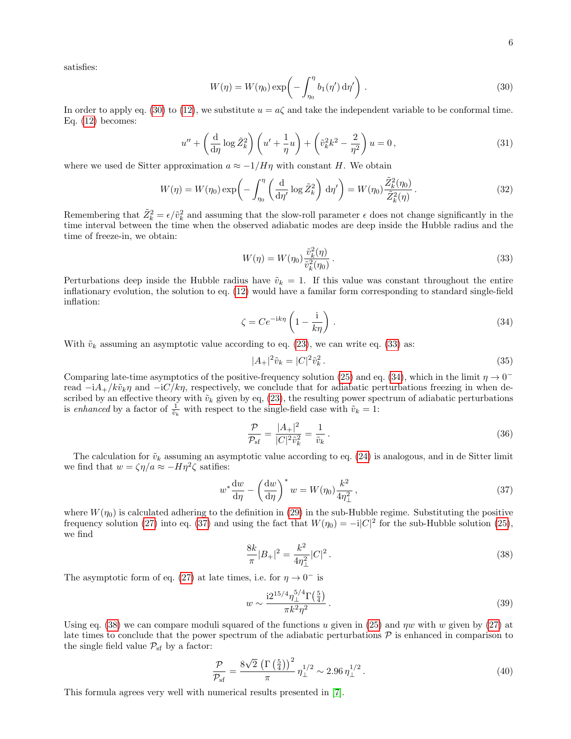satisfies:

$$W(\eta) = W(\eta_0) \exp\!\left( - \int_{\eta_0}^{\eta} b_1(\eta')\, \mathrm{d}\eta' \right) . \tag{30}$$

In order to apply eq. (30) to (12), we substitute $u = a\zeta$ and take the independent variable to be conformal time. Eq. (12) becomes:

$$u'' + \left( \frac{\mathrm{d}}{\mathrm{d}\eta} \log \tilde{Z}_k^2 \right) \left( u' + \frac{1}{\eta} u \right) + \left( \tilde{v}_k^2 k^2 - \frac{2}{\eta^2} \right) u = 0 \,, \tag{31}$$

where we used de Sitter approximation $a \approx -1/H\eta$ with constant $H$. We obtain

$$W(\eta) = W(\eta_0) \exp\!\left( - \int_{\eta_0}^{\eta} \left( \frac{\mathrm{d}}{\mathrm{d}\eta'} \log \tilde{Z}_k^2 \right) \mathrm{d}\eta' \right) = W(\eta_0) \frac{\tilde{Z}_k^2(\eta_0)}{\tilde{Z}_k^2(\eta)} \,. \tag{32}$$

Remembering that $\tilde{Z}_k^2 = \epsilon/\tilde{v}_k^2$ and assuming that the slow-roll parameter $\epsilon$ does not change significantly in the time interval between the time when the observed adiabatic modes are deep inside the Hubble radius and the time of freeze-in, we obtain:

$$W(\eta) = W(\eta_0) \frac{\tilde{v}_k^2(\eta)}{\tilde{v}_k^2(\eta_0)} \,. \tag{33}$$

Perturbations deep inside the Hubble radius have $\tilde{v}_k = 1$. If this value was constant throughout the entire inflationary evolution, the solution to eq. (12) would have a familar form corresponding to standard single-field inflation:

$$\zeta = C e^{-\mathrm{i}k\eta} \left( 1 - \frac{\mathrm{i}}{k\eta} \right) . \tag{34}$$

With $\tilde{v}_k$ assuming an asymptotic value according to eq. (23), we can write eq. (33) as:

$$|A_+|^2 \tilde{v}_k = |C|^2 \tilde{v}_k^2 \,. \tag{35}$$

Comparing late-time asymptotics of the positive-frequency solution (25) and eq. (34), which in the limit $\eta \to 0^-$ read $-\mathrm{i}A_+/k\tilde{v}_k\eta$ and $-\mathrm{i}C/k\eta$, respectively, we conclude that for adiabatic perturbations freezing in when described by an effective theory with $\tilde{v}_k$ given by eq, (23), the resulting power spectrum of adiabatic perturbations is *enhanced* by a factor of $\frac{1}{\tilde{v}_k}$ with respect to the single-field case with $\tilde{v}_k = 1$:

$$\frac{\mathcal{P}}{\mathcal{P}_{\mathrm{sf}}} = \frac{|A_+|^2}{|C|^2 \tilde{v}_k^2} = \frac{1}{\tilde{v}_k} \,. \tag{36}$$

The calculation for $\tilde{v}_k$ assuming an asymptotic value according to eq. (24) is analogous, and in de Sitter limit we find that $w = \zeta\eta/a \approx -H\eta^2\zeta$ satifies:

$$w^* \frac{\mathrm{d}w}{\mathrm{d}\eta} - \left( \frac{\mathrm{d}w}{\mathrm{d}\eta} \right)^* w = W(\eta_0) \frac{k^2}{4\eta_\perp^2} \,, \tag{37}$$

where $W(\eta_0)$ is calculated adhering to the definition in (29) in the sub-Hubble regime. Substituting the positive frequency solution (27) into eq. (37) and using the fact that $W(\eta_0) = -\mathrm{i}|C|^2$ for the sub-Hubble solution (25), we find

$$\frac{8k}{\pi} |B_+|^2 = \frac{k^2}{4\eta_\perp^2} |C|^2 \,. \tag{38}$$

The asymptotic form of eq. (27) at late times, i.e. for $\eta \to 0^-$ is

$$w \sim \frac{\mathrm{i} 2^{15/4} \eta_\perp^{5/4} \Gamma\!\left(\frac{5}{4}\right)}{\pi k^2 \eta^2} \,. \tag{39}$$

Using eq. (38) we can compare moduli squared of the functions $u$ given in (25) and $\eta w$ with $w$ given by (27) at late times to conclude that the power spectrum of the adiabatic perturbations $\mathcal{P}$ is enhanced in comparison to the single field value $\mathcal{P}_{\mathrm{sf}}$ by a factor:

$$\frac{\mathcal{P}}{\mathcal{P}_{\mathrm{sf}}} = \frac{8\sqrt{2}\,\left(\Gamma\left(\frac{5}{4}\right)\right)^2}{\pi} \,\eta_\perp^{1/2} \sim 2.96\, \eta_\perp^{1/2} \,. \tag{40}$$

This formula agrees very well with numerical results presented in [7].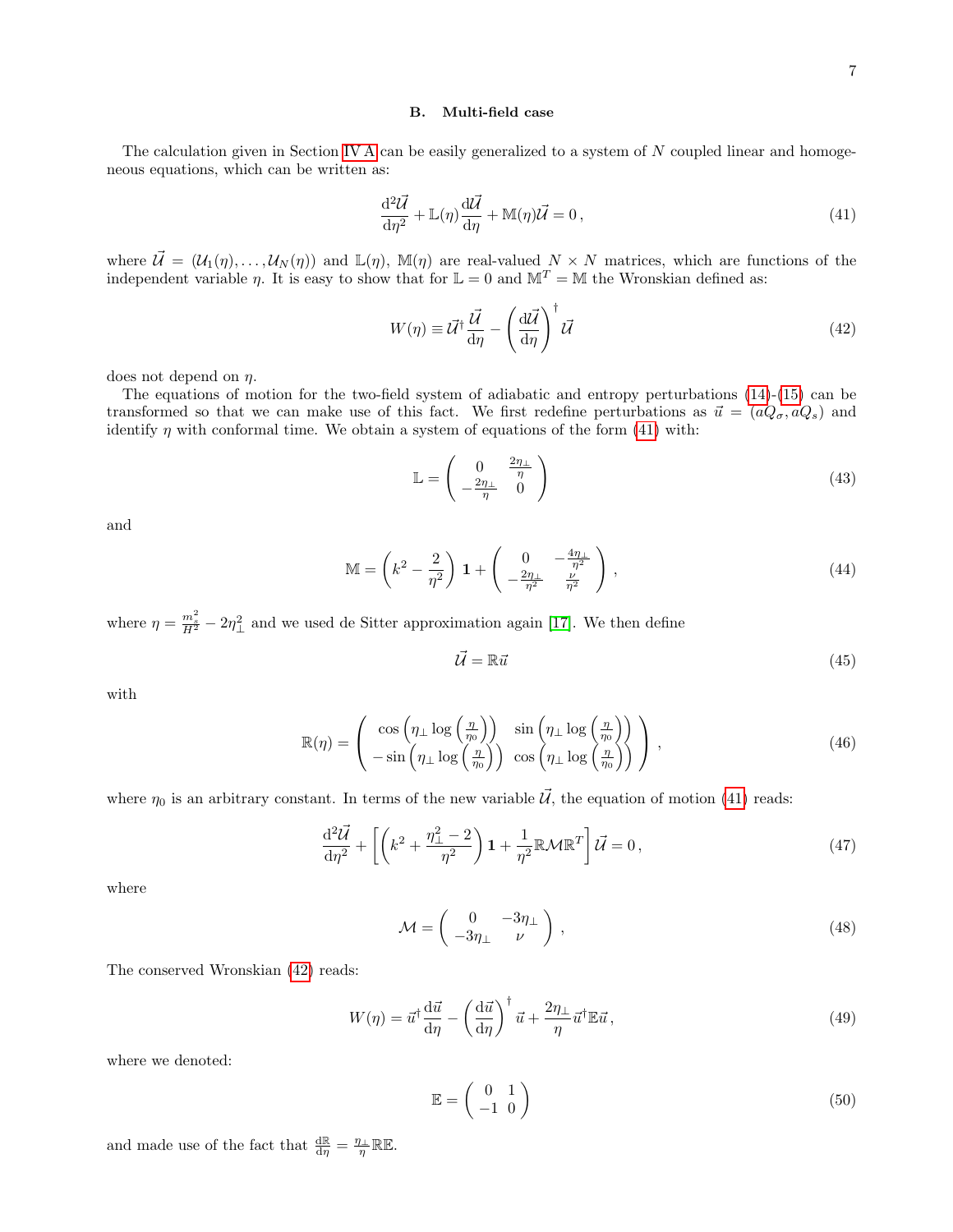### B. Multi-field case

The calculation given in Section IV A can be easily generalized to a system of $N$ coupled linear and homogeneous equations, which can be written as:

$$\frac{\mathrm{d}^2\vec{\mathcal{U}}}{\mathrm{d}\eta^2} + \mathbb{L}(\eta)\frac{\mathrm{d}\vec{\mathcal{U}}}{\mathrm{d}\eta} + \mathbb{M}(\eta)\vec{\mathcal{U}} = 0\,, \tag{41}$$

where $\vec{\mathcal{U}} = (\mathcal{U}_1(\eta), \ldots, \mathcal{U}_N(\eta))$ and $\mathbb{L}(\eta)$, $\mathbb{M}(\eta)$ are real-valued $N \times N$ matrices, which are functions of the independent variable $\eta$. It is easy to show that for $\mathbb{L} = 0$ and $\mathbb{M}^T = \mathbb{M}$ the Wronskian defined as:

$$W(\eta) \equiv \vec{\mathcal{U}}^\dagger \frac{\vec{\mathcal{U}}}{\mathrm{d}\eta} - \left(\frac{\mathrm{d}\vec{\mathcal{U}}}{\mathrm{d}\eta}\right)^\dagger \vec{\mathcal{U}} \tag{42}$$

does not depend on $\eta$.

The equations of motion for the two-field system of adiabatic and entropy perturbations (14)-(15) can be transformed so that we can make use of this fact. We first redefine perturbations as $\vec{u} = (aQ_\sigma, aQ_s)$ and identify $\eta$ with conformal time. We obtain a system of equations of the form (41) with:

$$\mathbb{L} = \begin{pmatrix} 0 & \frac{2\eta_\perp}{\eta} \\ -\frac{2\eta_\perp}{\eta} & 0 \end{pmatrix} \tag{43}$$

and

$$\mathbb{M} = \left(k^2 - \frac{2}{\eta^2}\right)\mathbf{1} + \begin{pmatrix} 0 & -\frac{4\eta_\perp}{\eta^2} \\ -\frac{2\eta_\perp}{\eta^2} & \frac{\nu}{\eta^2} \end{pmatrix}\,, \tag{44}$$

where $\eta = \frac{m_s^2}{H^2} - 2\eta_\perp^2$ and we used de Sitter approximation again [17]. We then define

$$\vec{\mathcal{U}} = \mathbb{R}\vec{u} \tag{45}$$

with

$$\mathbb{R}(\eta) = \begin{pmatrix} \cos\left(\eta_\perp \log\left(\frac{\eta}{\eta_0}\right)\right) & \sin\left(\eta_\perp \log\left(\frac{\eta}{\eta_0}\right)\right) \\ -\sin\left(\eta_\perp \log\left(\frac{\eta}{\eta_0}\right)\right) & \cos\left(\eta_\perp \log\left(\frac{\eta}{\eta_0}\right)\right) \end{pmatrix}\,, \tag{46}$$

where $\eta_0$ is an arbitrary constant. In terms of the new variable $\vec{\mathcal{U}}$, the equation of motion (41) reads:

$$\frac{\mathrm{d}^2\vec{\mathcal{U}}}{\mathrm{d}\eta^2} + \left[\left(k^2 + \frac{\eta_\perp^2 - 2}{\eta^2}\right)\mathbf{1} + \frac{1}{\eta^2}\mathbb{R}\mathcal{M}\mathbb{R}^T\right]\vec{\mathcal{U}} = 0\,, \tag{47}$$

where

$$\mathcal{M} = \begin{pmatrix} 0 & -3\eta_\perp \\ -3\eta_\perp & \nu \end{pmatrix}\,, \tag{48}$$

The conserved Wronskian (42) reads:

$$W(\eta) = \vec{u}^\dagger \frac{\mathrm{d}\vec{u}}{\mathrm{d}\eta} - \left(\frac{\mathrm{d}\vec{u}}{\mathrm{d}\eta}\right)^\dagger \vec{u} + \frac{2\eta_\perp}{\eta}\vec{u}^\dagger \mathbb{E}\vec{u}\,, \tag{49}$$

where we denoted:

$$\mathbb{E} = \begin{pmatrix} 0 & 1 \\ -1 & 0 \end{pmatrix} \tag{50}$$

and made use of the fact that $\frac{\mathrm{d}\mathbb{R}}{\mathrm{d}\eta} = \frac{\eta_\perp}{\eta}\mathbb{R}\mathbb{E}$.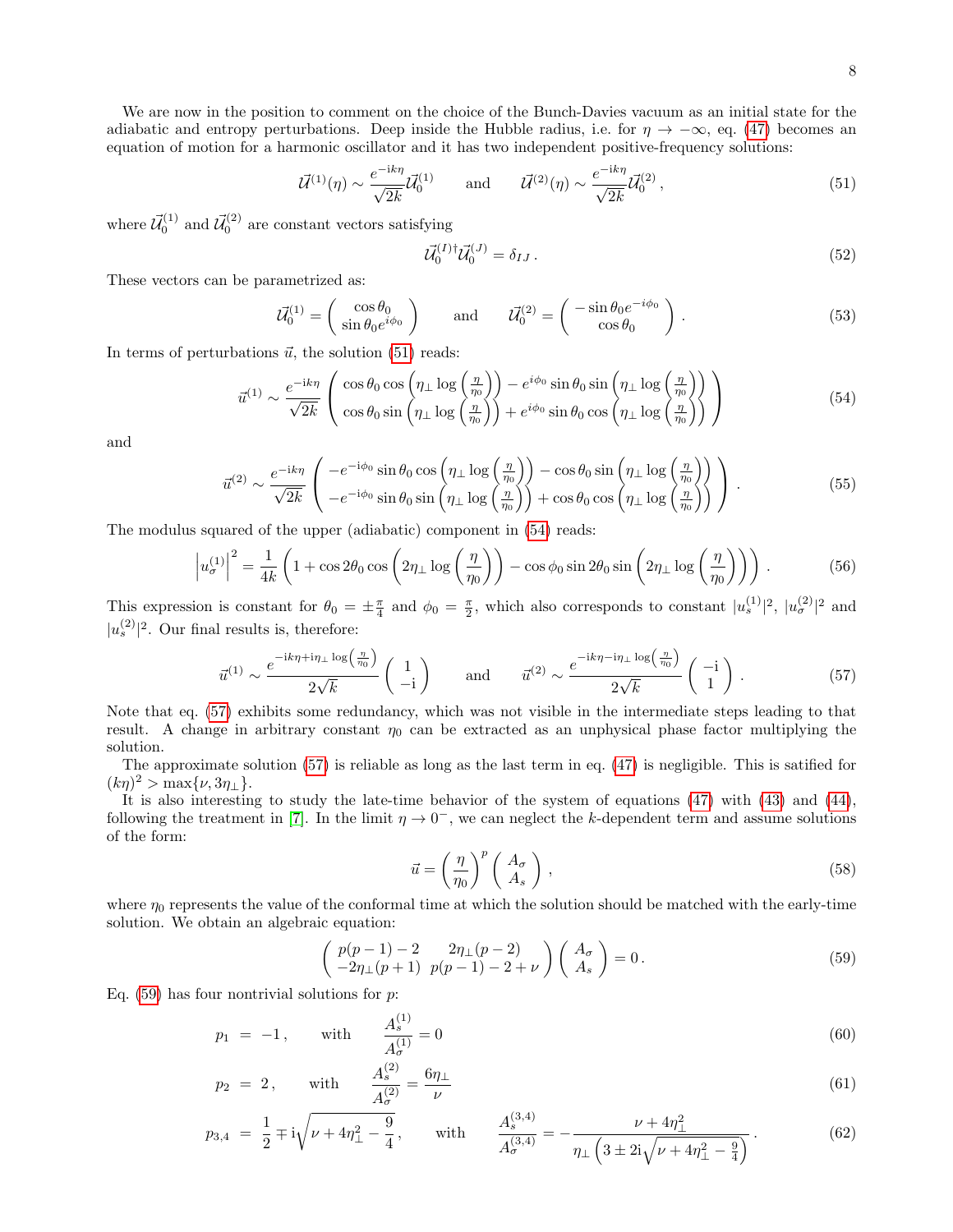We are now in the position to comment on the choice of the Bunch-Davies vacuum as an initial state for the adiabatic and entropy perturbations. Deep inside the Hubble radius, i.e. for $\eta \to -\infty$, eq. (47) becomes an equation of motion for a harmonic oscillator and it has two independent positive-frequency solutions:

$$\vec{\mathcal{U}}^{(1)}(\eta) \sim \frac{e^{-\mathrm{i}k\eta}}{\sqrt{2k}}\vec{\mathcal{U}}_0^{(1)} \qquad \text{and} \qquad \vec{\mathcal{U}}^{(2)}(\eta) \sim \frac{e^{-\mathrm{i}k\eta}}{\sqrt{2k}}\vec{\mathcal{U}}_0^{(2)}\,, \tag{51}$$

where $\vec{\mathcal{U}}_0^{(1)}$ and $\vec{\mathcal{U}}_0^{(2)}$ are constant vectors satisfying

$$\vec{\mathcal{U}}_0^{(I)\dagger}\vec{\mathcal{U}}_0^{(J)} = \delta_{IJ}\,. \tag{52}$$

These vectors can be parametrized as:

$$\vec{\mathcal{U}}_0^{(1)} = \begin{pmatrix} \cos\theta_0 \\ \sin\theta_0 e^{i\phi_0} \end{pmatrix} \qquad \text{and} \qquad \vec{\mathcal{U}}_0^{(2)} = \begin{pmatrix} -\sin\theta_0 e^{-i\phi_0} \\ \cos\theta_0 \end{pmatrix}\,. \tag{53}$$

In terms of perturbations $\vec{u}$, the solution (51) reads:

$$\vec{u}^{(1)} \sim \frac{e^{-\mathrm{i}k\eta}}{\sqrt{2k}} \begin{pmatrix} \cos\theta_0\cos\left(\eta_\perp\log\left(\frac{\eta}{\eta_0}\right)\right) - e^{i\phi_0}\sin\theta_0\sin\left(\eta_\perp\log\left(\frac{\eta}{\eta_0}\right)\right) \\ \cos\theta_0\sin\left(\eta_\perp\log\left(\frac{\eta}{\eta_0}\right)\right) + e^{i\phi_0}\sin\theta_0\cos\left(\eta_\perp\log\left(\frac{\eta}{\eta_0}\right)\right) \end{pmatrix} \tag{54}$$

and

$$\vec{u}^{(2)} \sim \frac{e^{-\mathrm{i}k\eta}}{\sqrt{2k}} \begin{pmatrix} -e^{-\mathrm{i}\phi_0}\sin\theta_0\cos\left(\eta_\perp\log\left(\frac{\eta}{\eta_0}\right)\right) - \cos\theta_0\sin\left(\eta_\perp\log\left(\frac{\eta}{\eta_0}\right)\right) \\ -e^{-\mathrm{i}\phi_0}\sin\theta_0\sin\left(\eta_\perp\log\left(\frac{\eta}{\eta_0}\right)\right) + \cos\theta_0\cos\left(\eta_\perp\log\left(\frac{\eta}{\eta_0}\right)\right) \end{pmatrix}\,. \tag{55}$$

The modulus squared of the upper (adiabatic) component in (54) reads:

$$\left|u_\sigma^{(1)}\right|^2 = \frac{1}{4k}\left(1 + \cos 2\theta_0\cos\left(2\eta_\perp\log\left(\frac{\eta}{\eta_0}\right)\right) - \cos\phi_0\sin 2\theta_0\sin\left(2\eta_\perp\log\left(\frac{\eta}{\eta_0}\right)\right)\right)\,. \tag{56}$$

This expression is constant for $\theta_0 = \pm\frac{\pi}{4}$ and $\phi_0 = \frac{\pi}{2}$, which also corresponds to constant $|u_s^{(1)}|^2$, $|u_\sigma^{(2)}|^2$ and $|u_s^{(2)}|^2$. Our final results is, therefore:

$$\vec{u}^{(1)} \sim \frac{e^{-\mathrm{i}k\eta + \mathrm{i}\eta_\perp\log\left(\frac{\eta}{\eta_0}\right)}}{2\sqrt{k}}\begin{pmatrix} 1 \\ -\mathrm{i} \end{pmatrix} \qquad \text{and} \qquad \vec{u}^{(2)} \sim \frac{e^{-\mathrm{i}k\eta - \mathrm{i}\eta_\perp\log\left(\frac{\eta}{\eta_0}\right)}}{2\sqrt{k}}\begin{pmatrix} -\mathrm{i} \\ 1 \end{pmatrix}\,. \tag{57}$$

Note that eq. (57) exhibits some redundancy, which was not visible in the intermediate steps leading to that result. A change in arbitrary constant $\eta_0$ can be extracted as an unphysical phase factor multiplying the solution.

The approximate solution (57) is reliable as long as the last term in eq. (47) is negligible. This is satified for $(k\eta)^2 > \max\{\nu, 3\eta_\perp\}$.

It is also interesting to study the late-time behavior of the system of equations (47) with (43) and (44), following the treatment in [7]. In the limit $\eta \to 0^-$, we can neglect the $k$-dependent term and assume solutions of the form:

$$\vec{u} = \left(\frac{\eta}{\eta_0}\right)^p \begin{pmatrix} A_\sigma \\ A_s \end{pmatrix}\,, \tag{58}$$

where $\eta_0$ represents the value of the conformal time at which the solution should be matched with the early-time solution. We obtain an algebraic equation:

$$\begin{pmatrix} p(p-1) - 2 & 2\eta_\perp(p-2) \\ -2\eta_\perp(p+1) & p(p-1) - 2 + \nu \end{pmatrix}\begin{pmatrix} A_\sigma \\ A_s \end{pmatrix} = 0\,. \tag{59}$$

Eq. (59) has four nontrivial solutions for $p$:

$$p_1 = -1\,, \qquad \text{with} \qquad \frac{A_s^{(1)}}{A_\sigma^{(1)}} = 0 \tag{60}$$

$$p_2 = 2\,, \qquad \text{with} \qquad \frac{A_s^{(2)}}{A_\sigma^{(2)}} = \frac{6\eta_\perp}{\nu} \tag{61}$$

$$p_{3,4} = \frac{1}{2} \mp \mathrm{i}\sqrt{\nu + 4\eta_\perp^2 - \frac{9}{4}}\,, \qquad \text{with} \qquad \frac{A_s^{(3,4)}}{A_\sigma^{(3,4)}} = -\frac{\nu + 4\eta_\perp^2}{\eta_\perp\left(3 \pm 2\mathrm{i}\sqrt{\nu + 4\eta_\perp^2 - \frac{9}{4}}\right)}\,. \tag{62}$$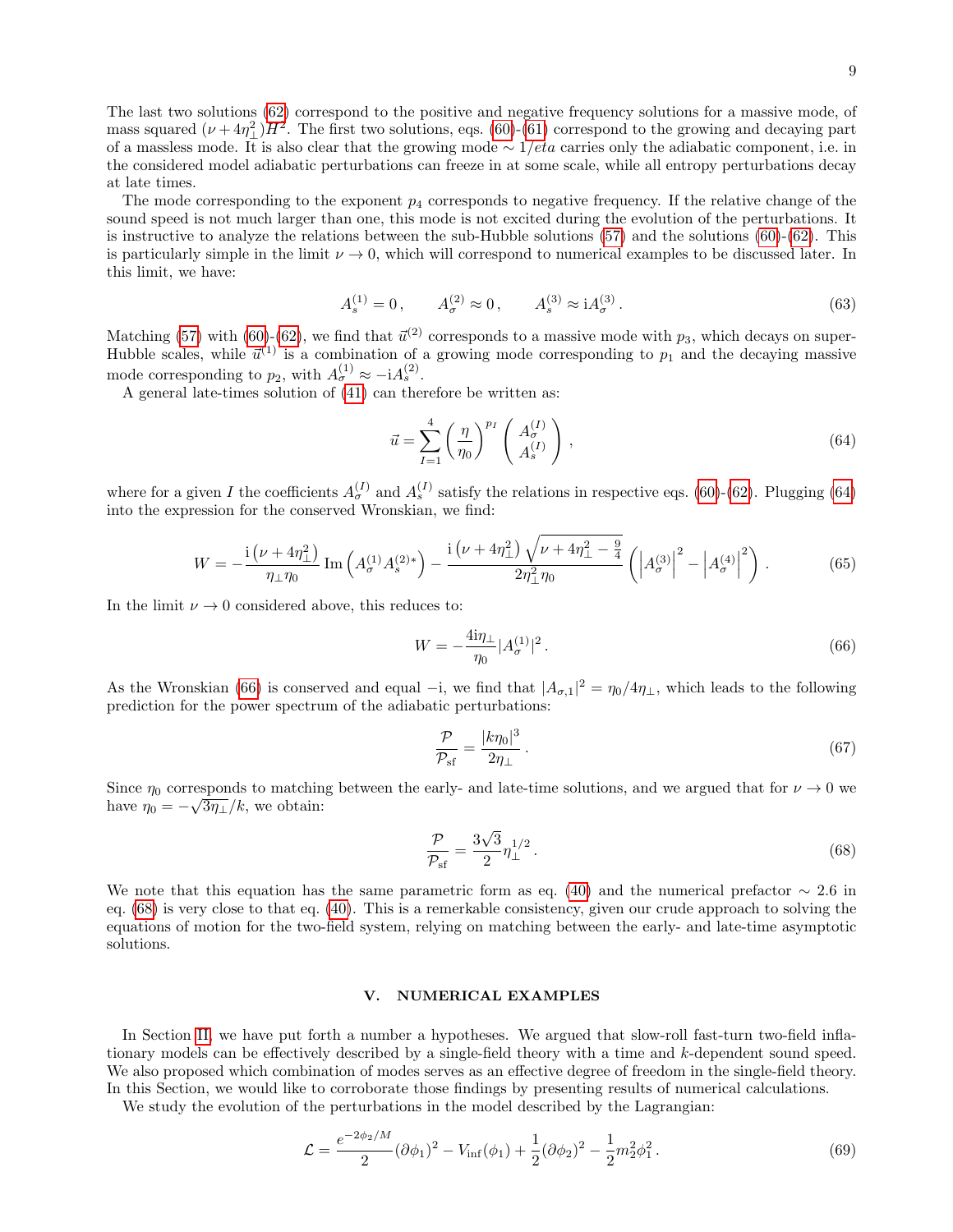The last two solutions (62) correspond to the positive and negative frequency solutions for a massive mode, of mass squared $(\nu + 4\eta_\perp^2)H^2$. The first two solutions, eqs. (60)-(61) correspond to the growing and decaying part of a massless mode. It is also clear that the growing mode $\sim 1/eta$ carries only the adiabatic component, i.e. in the considered model adiabatic perturbations can freeze in at some scale, while all entropy perturbations decay at late times.

The mode corresponding to the exponent $p_4$ corresponds to negative frequency. If the relative change of the sound speed is not much larger than one, this mode is not excited during the evolution of the perturbations. It is instructive to analyze the relations between the sub-Hubble solutions (57) and the solutions (60)-(62). This is particularly simple in the limit $\nu \to 0$, which will correspond to numerical examples to be discussed later. In this limit, we have:

$$A_s^{(1)} = 0\,, \qquad A_\sigma^{(2)} \approx 0\,, \qquad A_s^{(3)} \approx \mathrm{i} A_\sigma^{(3)}\,. \tag{63}$$

Matching (57) with (60)-(62), we find that $\vec{u}^{(2)}$ corresponds to a massive mode with $p_3$, which decays on super-Hubble scales, while $\vec{u}^{(1)}$ is a combination of a growing mode corresponding to $p_1$ and the decaying massive mode corresponding to $p_2$, with $A_\sigma^{(1)} \approx -\mathrm{i} A_s^{(2)}$.

A general late-times solution of (41) can therefore be written as:

$$\vec{u} = \sum_{I=1}^{4} \left(\frac{\eta}{\eta_0}\right)^{p_I} \begin{pmatrix} A_\sigma^{(I)} \\ A_s^{(I)} \end{pmatrix}\,, \tag{64}$$

where for a given $I$ the coefficients $A_\sigma^{(I)}$ and $A_s^{(I)}$ satisfy the relations in respective eqs. (60)-(62). Plugging (64) into the expression for the conserved Wronskian, we find:

$$W = -\frac{\mathrm{i}\left(\nu + 4\eta_\perp^2\right)}{\eta_\perp \eta_0} \mathrm{Im}\left(A_\sigma^{(1)} A_s^{(2)*}\right) - \frac{\mathrm{i}\left(\nu + 4\eta_\perp^2\right)\sqrt{\nu + 4\eta_\perp^2 - \frac{9}{4}}}{2\eta_\perp^2 \eta_0}\left(\left|A_\sigma^{(3)}\right|^2 - \left|A_\sigma^{(4)}\right|^2\right)\,. \tag{65}$$

In the limit $\nu \to 0$ considered above, this reduces to:

$$W = -\frac{4\mathrm{i}\eta_\perp}{\eta_0} |A_\sigma^{(1)}|^2\,. \tag{66}$$

As the Wronskian (66) is conserved and equal $-\mathrm{i}$, we find that $|A_{\sigma,1}|^2 = \eta_0/4\eta_\perp$, which leads to the following prediction for the power spectrum of the adiabatic perturbations:

$$\frac{\mathcal{P}}{\mathcal{P}_{\rm sf}} = \frac{|k\eta_0|^3}{2\eta_\perp}\,. \tag{67}$$

Since $\eta_0$ corresponds to matching between the early- and late-time solutions, and we argued that for $\nu \to 0$ we have $\eta_0 = -\sqrt{3\eta_\perp}/k$, we obtain:

$$\frac{\mathcal{P}}{\mathcal{P}_{\rm sf}} = \frac{3\sqrt{3}}{2}\eta_\perp^{1/2}\,. \tag{68}$$

We note that this equation has the same parametric form as eq. (40) and the numerical prefactor $\sim 2.6$ in eq. (68) is very close to that eq. (40). This is a remerkable consistency, given our crude approach to solving the equations of motion for the two-field system, relying on matching between the early- and late-time asymptotic solutions.

## V. NUMERICAL EXAMPLES

In Section II, we have put forth a number a hypotheses. We argued that slow-roll fast-turn two-field inflationary models can be effectively described by a single-field theory with a time and $k$-dependent sound speed. We also proposed which combination of modes serves as an effective degree of freedom in the single-field theory. In this Section, we would like to corroborate those findings by presenting results of numerical calculations.

We study the evolution of the perturbations in the model described by the Lagrangian:

$$\mathcal{L} = \frac{e^{-2\phi_2/M}}{2}(\partial\phi_1)^2 - V_{\rm inf}(\phi_1) + \frac{1}{2}(\partial\phi_2)^2 - \frac{1}{2}m_2^2\phi_1^2\,. \tag{69}$$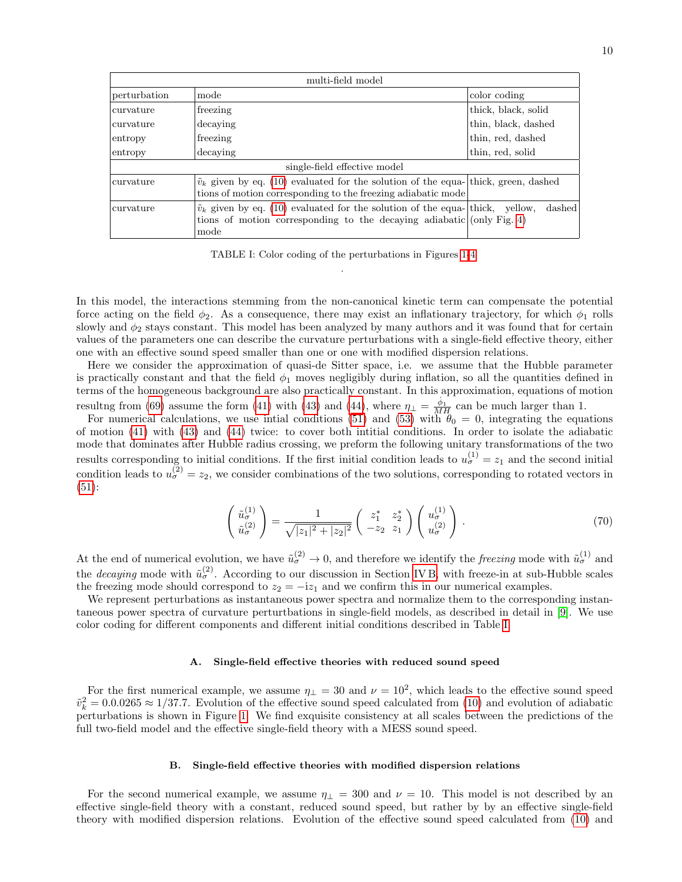| multi-field model | | |
|---|---|---|
| perturbation | mode | color coding |
| curvature | freezing | thick, black, solid |
| curvature | decaying | thin, black, dashed |
| entropy | freezing | thin, red, dashed |
| entropy | decaying | thin, red, solid |
| single-field effective model | | |
| curvature | $\tilde{v}_k$ given by eq. (10) evaluated for the solution of the equations of motion corresponding to the freezing adiabatic mode | thick, green, dashed |
| curvature | $\tilde{v}_k$ given by eq. (10) evaluated for the solution of the equations of motion corresponding to the decaying adiabatic mode | thick, yellow, dashed (only Fig. 4) |

TABLE I: Color coding of the perturbations in Figures 1-4

.

In this model, the interactions stemming from the non-canonical kinetic term can compensate the potential force acting on the field $\phi_2$. As a consequence, there may exist an inflationary trajectory, for which $\phi_1$ rolls slowly and $\phi_2$ stays constant. This model has been analyzed by many authors and it was found that for certain values of the parameters one can describe the curvature perturbations with a single-field effective theory, either one with an effective sound speed smaller than one or one with modified dispersion relations.

Here we consider the approximation of quasi-de Sitter space, i.e. we assume that the Hubble parameter is practically constant and that the field $\phi_1$ moves negligibly during inflation, so all the quantities defined in terms of the homogeneous background are also practically constant. In this approximation, equations of motion resultng from (69) assume the form (41) with (43) and (44), where $\eta_\perp = \frac{\dot{\phi}_1}{MH}$ can be much larger than 1.

For numerical calculations, we use intial conditions (51) and (53) with $\theta_0 = 0$, integrating the equations of motion (41) with (43) and (44) twice: to cover both intitial conditions. In order to isolate the adiabatic mode that dominates after Hubble radius crossing, we preform the following unitary transformations of the two results corresponding to initial conditions. If the first initial condition leads to $u_\sigma^{(1)} = z_1$ and the second initial condition leads to $u_\sigma^{(2)} = z_2$, we consider combinations of the two solutions, corresponding to rotated vectors in (51):

$$
\begin{pmatrix} \tilde{u}_\sigma^{(1)} \\ \tilde{u}_\sigma^{(2)} \end{pmatrix} = \frac{1}{\sqrt{|z_1|^2 + |z_2|^2}} \begin{pmatrix} z_1^* & z_2^* \\ -z_2 & z_1 \end{pmatrix} \begin{pmatrix} u_\sigma^{(1)} \\ u_\sigma^{(2)} \end{pmatrix} . \tag{70}
$$

At the end of numerical evolution, we have $\tilde{u}_\sigma^{(2)} \to 0$, and therefore we identify the *freezing* mode with $\tilde{u}_\sigma^{(1)}$ and the *decaying* mode with $\tilde{u}_\sigma^{(2)}$. According to our discussion in Section IV B, with freeze-in at sub-Hubble scales the freezing mode should correspond to $z_2 = -iz_1$ and we confirm this in our numerical examples.

We represent perturbations as instantaneous power spectra and normalize them to the corresponding instantaneous power spectra of curvature perturbtations in single-field models, as described in detail in [9]. We use color coding for different components and different initial conditions described in Table I.

### A. Single-field effective theories with reduced sound speed

For the first numerical example, we assume $\eta_\perp = 30$ and $\nu = 10^2$, which leads to the effective sound speed $\tilde{v}_k^2 = 0.0.0265 \approx 1/37.7$. Evolution of the effective sound speed calculated from (10) and evolution of adiabatic perturbations is shown in Figure 1. We find exquisite consistency at all scales between the predictions of the full two-field model and the effective single-field theory with a MESS sound speed.

### B. Single-field effective theories with modified dispersion relations

For the second numerical example, we assume $\eta_\perp = 300$ and $\nu = 10$. This model is not described by an effective single-field theory with a constant, reduced sound speed, but rather by by an effective single-field theory with modified dispersion relations. Evolution of the effective sound speed calculated from (10) and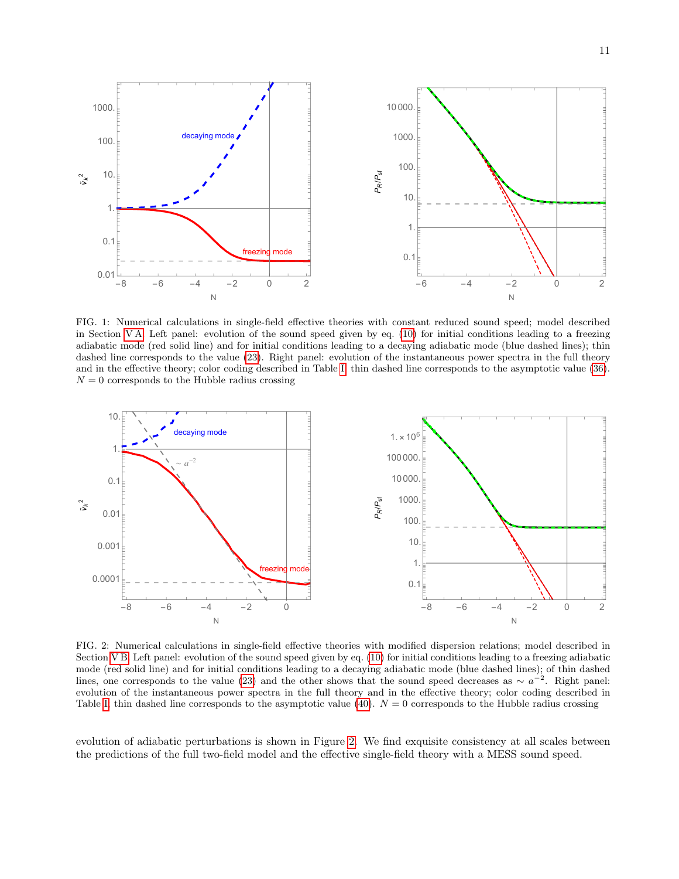FIG. 1: Numerical calculations in single-field effective theories with constant reduced sound speed; model described in Section V A. Left panel: evolution of the sound speed given by eq. (10) for initial conditions leading to a freezing adiabatic mode (red solid line) and for initial conditions leading to a decaying adiabatic mode (blue dashed lines); thin dashed line corresponds to the value (23). Right panel: evolution of the instantaneous power spectra in the full theory and in the effective theory; color coding described in Table I; thin dashed line corresponds to the asymptotic value (36). $N = 0$ corresponds to the Hubble radius crossing

FIG. 2: Numerical calculations in single-field effective theories with modified dispersion relations; model described in Section V B. Left panel: evolution of the sound speed given by eq. (10) for initial conditions leading to a freezing adiabatic mode (red solid line) and for initial conditions leading to a decaying adiabatic mode (blue dashed lines); of thin dashed lines, one corresponds to the value (23) and the other shows that the sound speed decreases as $\sim a^{-2}$. Right panel: evolution of the instantaneous power spectra in the full theory and in the effective theory; color coding described in Table I; thin dashed line corresponds to the asymptotic value (40). $N = 0$ corresponds to the Hubble radius crossing

evolution of adiabatic perturbations is shown in Figure 2. We find exquisite consistency at all scales between the predictions of the full two-field model and the effective single-field theory with a MESS sound speed.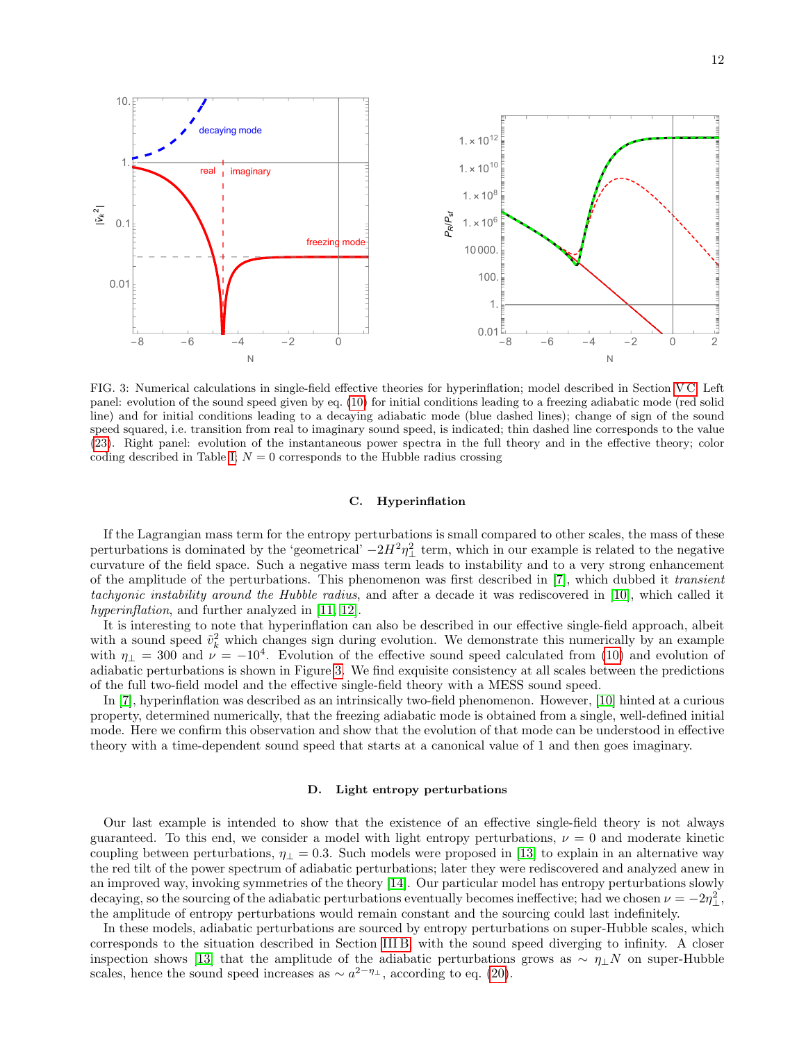FIG. 3: Numerical calculations in single-field effective theories for hyperinflation; model described in Section V C. Left panel: evolution of the sound speed given by eq. (10) for initial conditions leading to a freezing adiabatic mode (red solid line) and for initial conditions leading to a decaying adiabatic mode (blue dashed lines); change of sign of the sound speed squared, i.e. transition from real to imaginary sound speed, is indicated; thin dashed line corresponds to the value (23). Right panel: evolution of the instantaneous power spectra in the full theory and in the effective theory; color coding described in Table I; $N = 0$ corresponds to the Hubble radius crossing

### C. Hyperinflation

If the Lagrangian mass term for the entropy perturbations is small compared to other scales, the mass of these perturbations is dominated by the 'geometrical' $-2H^2\eta_\perp^2$ term, which in our example is related to the negative curvature of the field space. Such a negative mass term leads to instability and to a very strong enhancement of the amplitude of the perturbations. This phenomenon was first described in [7], which dubbed it *transient tachyonic instability around the Hubble radius*, and after a decade it was rediscovered in [10], which called it *hyperinflation*, and further analyzed in [11, 12].

It is interesting to note that hyperinflation can also be described in our effective single-field approach, albeit with a sound speed $\tilde{v}_k^2$ which changes sign during evolution. We demonstrate this numerically by an example with $\eta_\perp = 300$ and $\nu = -10^4$. Evolution of the effective sound speed calculated from (10) and evolution of adiabatic perturbations is shown in Figure 3. We find exquisite consistency at all scales between the predictions of the full two-field model and the effective single-field theory with a MESS sound speed.

In [7], hyperinflation was described as an intrinsically two-field phenomenon. However, [10] hinted at a curious property, determined numerically, that the freezing adiabatic mode is obtained from a single, well-defined initial mode. Here we confirm this observation and show that the evolution of that mode can be understood in effective theory with a time-dependent sound speed that starts at a canonical value of 1 and then goes imaginary.

### D. Light entropy perturbations

Our last example is intended to show that the existence of an effective single-field theory is not always guaranteed. To this end, we consider a model with light entropy perturbations, $\nu = 0$ and moderate kinetic coupling between perturbations, $\eta_\perp = 0.3$. Such models were proposed in [13] to explain in an alternative way the red tilt of the power spectrum of adiabatic perturbations; later they were rediscovered and analyzed anew in an improved way, invoking symmetries of the theory [14]. Our particular model has entropy perturbations slowly decaying, so the sourcing of the adiabatic perturbations eventually becomes ineffective; had we chosen $\nu = -2\eta_\perp^2$, the amplitude of entropy perturbations would remain constant and the sourcing could last indefinitely.

In these models, adiabatic perturbations are sourced by entropy perturbations on super-Hubble scales, which corresponds to the situation described in Section III B, with the sound speed diverging to infinity. A closer inspection shows [13] that the amplitude of the adiabatic perturbations grows as $\sim \eta_\perp N$ on super-Hubble scales, hence the sound speed increases as $\sim a^{2-\eta_\perp}$, according to eq. (20).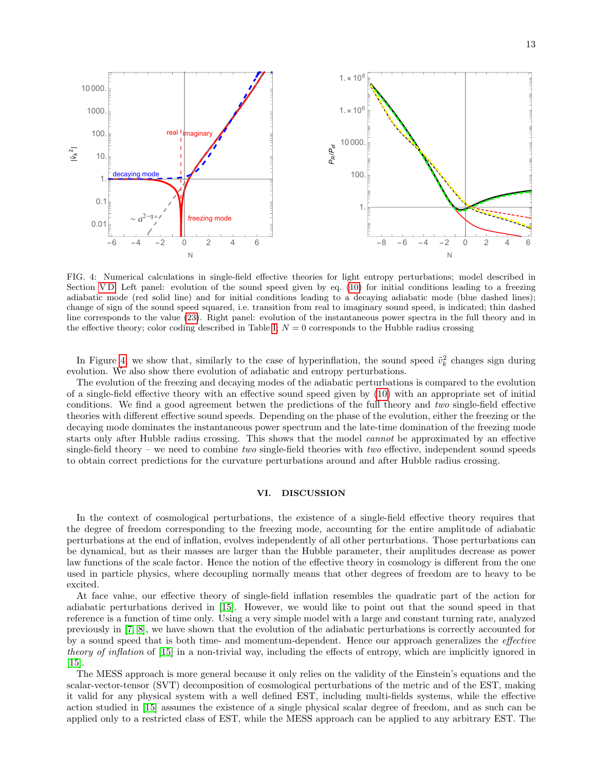FIG. 4: Numerical calculations in single-field effective theories for light entropy perturbations; model described in Section V D. Left panel: evolution of the sound speed given by eq. (10) for initial conditions leading to a freezing adiabatic mode (red solid line) and for initial conditions leading to a decaying adiabatic mode (blue dashed lines); change of sign of the sound speed squared, i.e. transition from real to imaginary sound speed, is indicated; thin dashed line corresponds to the value (23). Right panel: evolution of the instantaneous power spectra in the full theory and in the effective theory; color coding described in Table I. $N = 0$ corresponds to the Hubble radius crossing

In Figure 4 we show that, similarly to the case of hyperinflation, the sound speed $\tilde{v}_k^2$ changes sign during evolution. We also show there evolution of adiabatic and entropy perturbations.

The evolution of the freezing and decaying modes of the adiabatic perturbations is compared to the evolution of a single-field effective theory with an effective sound speed given by (10) with an appropriate set of initial conditions. We find a good agreement betwen the predictions of the full theory and *two* single-field effective theories with different effective sound speeds. Depending on the phase of the evolution, either the freezing or the decaying mode dominates the instantaneous power spectrum and the late-time domination of the freezing mode starts only after Hubble radius crossing. This shows that the model *cannot* be approximated by an effective single-field theory – we need to combine *two* single-field theories with *two* effective, independent sound speeds to obtain correct predictions for the curvature perturbations around and after Hubble radius crossing.

## VI. DISCUSSION

In the context of cosmological perturbations, the existence of a single-field effective theory requires that the degree of freedom corresponding to the freezing mode, accounting for the entire amplitude of adiabatic perturbations at the end of inflation, evolves independently of all other perturbations. Those perturbations can be dynamical, but as their masses are larger than the Hubble parameter, their amplitudes decrease as power law functions of the scale factor. Hence the notion of the effective theory in cosmology is different from the one used in particle physics, where decoupling normally means that other degrees of freedom are to heavy to be excited.

At face value, our effective theory of single-field inflation resembles the quadratic part of the action for adiabatic perturbations derived in [15]. However, we would like to point out that the sound speed in that reference is a function of time only. Using a very simple model with a large and constant turning rate, analyzed previously in [7, 8], we have shown that the evolution of the adiabatic perturbations is correctly accounted for by a sound speed that is both time- and momentum-dependent. Hence our approach generalizes the *effective theory of inflation* of [15] in a non-trivial way, including the effects of entropy, which are implicitly ignored in [15].

The MESS approach is more general because it only relies on the validity of the Einstein's equations and the scalar-vector-tensor (SVT) decomposition of cosmological perturbations of the metric and of the EST, making it valid for any physical system with a well defined EST, including multi-fields systems, while the effective action studied in [15] assumes the existence of a single physical scalar degree of freedom, and as such can be applied only to a restricted class of EST, while the MESS approach can be applied to any arbitrary EST. The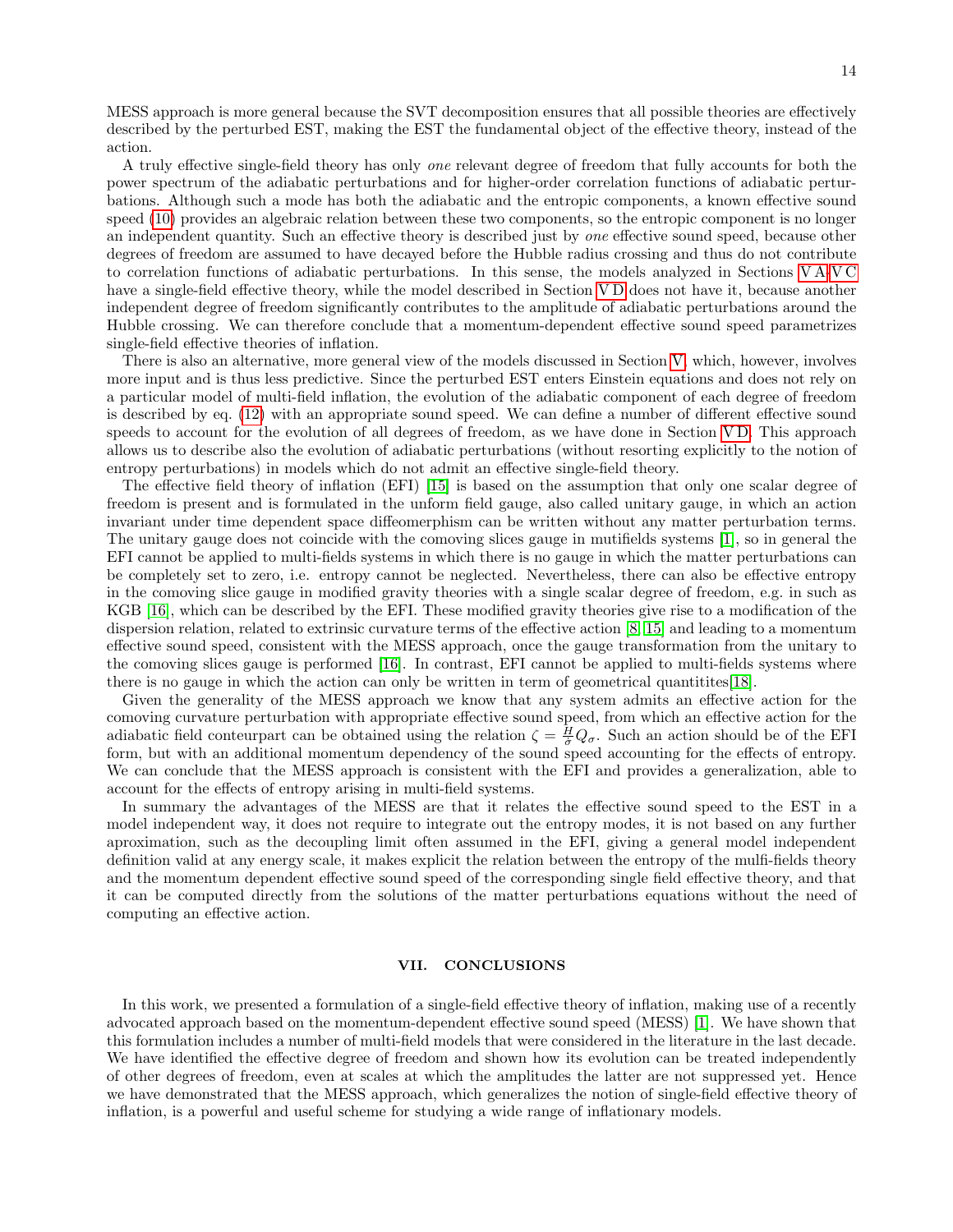MESS approach is more general because the SVT decomposition ensures that all possible theories are effectively described by the perturbed EST, making the EST the fundamental object of the effective theory, instead of the action.

A truly effective single-field theory has only *one* relevant degree of freedom that fully accounts for both the power spectrum of the adiabatic perturbations and for higher-order correlation functions of adiabatic perturbations. Although such a mode has both the adiabatic and the entropic components, a known effective sound speed (10) provides an algebraic relation between these two components, so the entropic component is no longer an independent quantity. Such an effective theory is described just by *one* effective sound speed, because other degrees of freedom are assumed to have decayed before the Hubble radius crossing and thus do not contribute to correlation functions of adiabatic perturbations. In this sense, the models analyzed in Sections V A-V C have a single-field effective theory, while the model described in Section V D does not have it, because another independent degree of freedom significantly contributes to the amplitude of adiabatic perturbations around the Hubble crossing. We can therefore conclude that a momentum-dependent effective sound speed parametrizes single-field effective theories of inflation.

There is also an alternative, more general view of the models discussed in Section V, which, however, involves more input and is thus less predictive. Since the perturbed EST enters Einstein equations and does not rely on a particular model of multi-field inflation, the evolution of the adiabatic component of each degree of freedom is described by eq. (12) with an appropriate sound speed. We can define a number of different effective sound speeds to account for the evolution of all degrees of freedom, as we have done in Section V D. This approach allows us to describe also the evolution of adiabatic perturbations (without resorting explicitly to the notion of entropy perturbations) in models which do not admit an effective single-field theory.

The effective field theory of inflation (EFI) [15] is based on the assumption that only one scalar degree of freedom is present and is formulated in the unform field gauge, also called unitary gauge, in which an action invariant under time dependent space diffeomerphism can be written without any matter perturbation terms. The unitary gauge does not coincide with the comoving slices gauge in mutifields systems [1], so in general the EFI cannot be applied to multi-fields systems in which there is no gauge in which the matter perturbations can be completely set to zero, i.e. entropy cannot be neglected. Nevertheless, there can also be effective entropy in the comoving slice gauge in modified gravity theories with a single scalar degree of freedom, e.g. in such as KGB [16], which can be described by the EFI. These modified gravity theories give rise to a modification of the dispersion relation, related to extrinsic curvature terms of the effective action [8, 15] and leading to a momentum effective sound speed, consistent with the MESS approach, once the gauge transformation from the unitary to the comoving slices gauge is performed [16]. In contrast, EFI cannot be applied to multi-fields systems where there is no gauge in which the action can only be written in term of geometrical quantitites[18].

Given the generality of the MESS approach we know that any system admits an effective action for the comoving curvature perturbation with appropriate effective sound speed, from which an effective action for the adiabatic field conteurpart can be obtained using the relation $\zeta = \frac{H}{\dot{\sigma}} Q_\sigma$. Such an action should be of the EFI form, but with an additional momentum dependency of the sound speed accounting for the effects of entropy. We can conclude that the MESS approach is consistent with the EFI and provides a generalization, able to account for the effects of entropy arising in multi-field systems.

In summary the advantages of the MESS are that it relates the effective sound speed to the EST in a model independent way, it does not require to integrate out the entropy modes, it is not based on any further aproximation, such as the decoupling limit often assumed in the EFI, giving a general model independent definition valid at any energy scale, it makes explicit the relation between the entropy of the mulfi-fields theory and the momentum dependent effective sound speed of the corresponding single field effective theory, and that it can be computed directly from the solutions of the matter perturbations equations without the need of computing an effective action.

## VII. CONCLUSIONS

In this work, we presented a formulation of a single-field effective theory of inflation, making use of a recently advocated approach based on the momentum-dependent effective sound speed (MESS) [1]. We have shown that this formulation includes a number of multi-field models that were considered in the literature in the last decade. We have identified the effective degree of freedom and shown how its evolution can be treated independently of other degrees of freedom, even at scales at which the amplitudes the latter are not suppressed yet. Hence we have demonstrated that the MESS approach, which generalizes the notion of single-field effective theory of inflation, is a powerful and useful scheme for studying a wide range of inflationary models.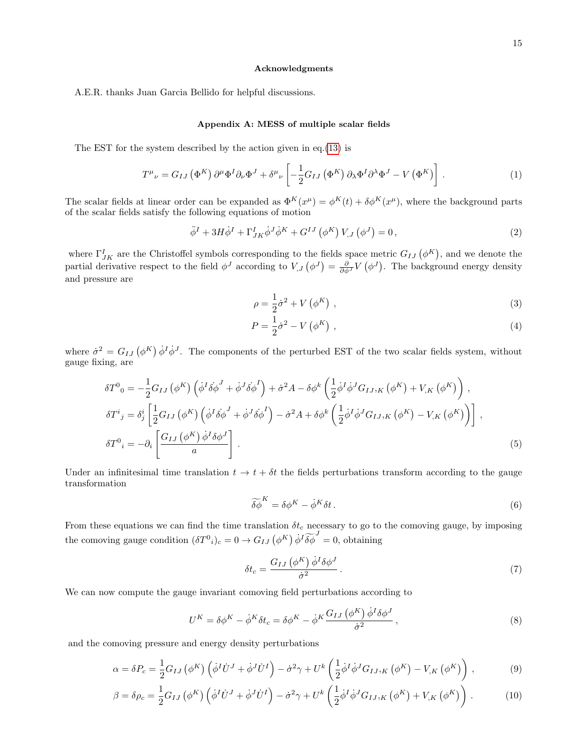### Acknowledgments

A.E.R. thanks Juan Garcia Bellido for helpful discussions.

### Appendix A: MESS of multiple scalar fields

The EST for the system described by the action given in eq.(13) is

$$T^{\mu}{}_{\nu} = G_{IJ}\left(\Phi^K\right)\partial^{\mu}\Phi^I\partial_{\nu}\Phi^J + \delta^{\mu}{}_{\nu}\left[-\frac{1}{2}G_{IJ}\left(\Phi^K\right)\partial_{\lambda}\Phi^I\partial^{\lambda}\Phi^J - V\left(\Phi^K\right)\right]. \tag{1}$$

The scalar fields at linear order can be expanded as $\Phi^K(x^\mu) = \phi^K(t) + \delta\phi^K(x^\mu)$, where the background parts of the scalar fields satisfy the following equations of motion

$$\ddot{\phi}^I + 3H\dot{\phi}^I + \Gamma^I_{JK}\dot{\phi}^J\dot{\phi}^K + G^{IJ}\left(\phi^K\right)V_{,J}\left(\phi^J\right) = 0\,, \tag{2}$$

where $\Gamma^I_{JK}$ are the Christoffel symbols corresponding to the fields space metric $G_{IJ}\left(\phi^K\right)$, and we denote the partial derivative respect to the field $\phi^J$ according to $V_{,J}\left(\phi^J\right) = \frac{\partial}{\partial\phi^J}V\left(\phi^J\right)$. The background energy density and pressure are

$$\rho = \frac{1}{2}\dot{\sigma}^2 + V\left(\phi^K\right)\,, \tag{3}$$

$$P = \frac{1}{2}\dot{\sigma}^2 - V\left(\phi^K\right)\,, \tag{4}$$

where $\dot{\sigma}^2 = G_{IJ}\left(\phi^K\right)\dot{\phi}^I\dot{\phi}^J$. The components of the perturbed EST of the two scalar fields system, without gauge fixing, are

$$\begin{aligned}
\delta T^0{}_0 &= -\frac{1}{2}G_{IJ}\left(\phi^K\right)\left(\dot{\phi}^I\dot{\delta\phi}^J + \dot{\phi}^J\dot{\delta\phi}^I\right) + \dot{\sigma}^2 A - \delta\phi^k\left(\frac{1}{2}\dot{\phi}^I\dot{\phi}^J G_{IJ,K}\left(\phi^K\right) + V_{,K}\left(\phi^K\right)\right)\,,\\
\delta T^i{}_j &= \delta^i_j\left[\frac{1}{2}G_{IJ}\left(\phi^K\right)\left(\dot{\phi}^I\dot{\delta\phi}^J + \dot{\phi}^J\dot{\delta\phi}^I\right) - \dot{\sigma}^2 A + \delta\phi^k\left(\frac{1}{2}\dot{\phi}^I\dot{\phi}^J G_{IJ,K}\left(\phi^K\right) - V_{,K}\left(\phi^K\right)\right)\right]\,,\\
\delta T^0{}_i &= -\partial_i\left[\frac{G_{IJ}\left(\phi^K\right)\dot{\phi}^I\delta\phi^J}{a}\right]\,.
\end{aligned} \tag{5}$$

Under an infinitesimal time translation $t \to t + \delta t$ the fields perturbations transform according to the gauge transformation

$$\widetilde{\delta\phi}^K = \delta\phi^K - \dot{\phi}^K\delta t\,. \tag{6}$$

From these equations we can find the time translation $\delta t_c$ necessary to go to the comoving gauge, by imposing the comoving gauge condition $(\delta T^0{}_i)_c = 0 \to G_{IJ}\left(\phi^K\right)\dot{\phi}^I\widetilde{\delta\phi}^J = 0$, obtaining

$$\delta t_c = \frac{G_{IJ}\left(\phi^K\right)\dot{\phi}^I\delta\phi^J}{\dot{\sigma}^2}\,. \tag{7}$$

We can now compute the gauge invariant comoving field perturbations according to

$$U^K = \delta\phi^K - \dot{\phi}^K\delta t_c = \delta\phi^K - \dot{\phi}^K\frac{G_{IJ}\left(\phi^K\right)\dot{\phi}^I\delta\phi^J}{\dot{\sigma}^2}\,, \tag{8}$$

and the comoving pressure and energy density perturbations

$$\alpha = \delta P_c = \frac{1}{2}G_{IJ}\left(\phi^K\right)\left(\dot{\phi}^I\dot{U}^J + \dot{\phi}^J\dot{U}^I\right) - \dot{\sigma}^2\gamma + U^k\left(\frac{1}{2}\dot{\phi}^I\dot{\phi}^J G_{IJ,K}\left(\phi^K\right) - V_{,K}\left(\phi^K\right)\right)\,, \tag{9}$$

$$\beta = \delta\rho_c = \frac{1}{2}G_{IJ}\left(\phi^K\right)\left(\dot{\phi}^I\dot{U}^J + \dot{\phi}^J\dot{U}^I\right) - \dot{\sigma}^2\gamma + U^k\left(\frac{1}{2}\dot{\phi}^I\dot{\phi}^J G_{IJ,K}\left(\phi^K\right) + V_{,K}\left(\phi^K\right)\right)\,. \tag{10}$$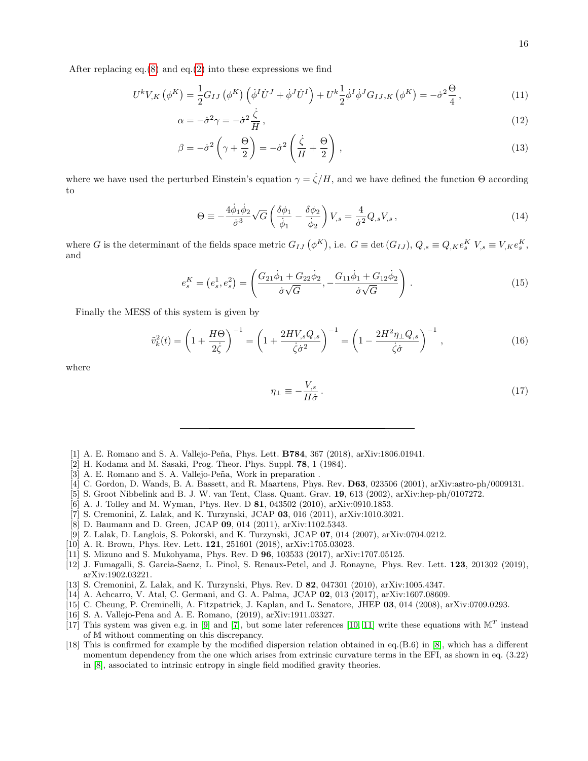After replacing eq.(8) and eq.(2) into these expressions we find

$$U^k V_{,K}\left(\phi^K\right) = \frac{1}{2} G_{IJ}\left(\phi^K\right)\left(\dot{\phi}^I \dot{U}^J + \dot{\phi}^J \dot{U}^I\right) + U^k \frac{1}{2} \dot{\phi}^I \dot{\phi}^J G_{IJ,K}\left(\phi^K\right) = -\dot{\sigma}^2 \frac{\Theta}{4}\,, \tag{11}$$

$$\alpha = -\dot{\sigma}^2 \gamma = -\dot{\sigma}^2 \frac{\dot{\zeta}}{H}\,, \tag{12}$$

$$\beta = -\dot{\sigma}^2 \left(\gamma + \frac{\Theta}{2}\right) = -\dot{\sigma}^2 \left(\frac{\dot{\zeta}}{H} + \frac{\Theta}{2}\right)\,, \tag{13}$$

where we have used the perturbed Einstein's equation $\gamma = \dot{\zeta}/H$, and we have defined the function $\Theta$ according to

$$\Theta \equiv -\frac{4\dot{\phi}_1 \dot{\phi}_2}{\dot{\sigma}^3} \sqrt{G} \left(\frac{\delta\phi_1}{\dot{\phi}_1} - \frac{\delta\phi_2}{\dot{\phi}_2}\right) V_{,s} = \frac{4}{\dot{\sigma}^2} Q_{,s} V_{,s}\,, \tag{14}$$

where $G$ is the determinant of the fields space metric $G_{IJ}\left(\phi^K\right)$, i.e. $G \equiv \det\left(G_{IJ}\right)$, $Q_{,s} \equiv Q_{,K} e_s^K$ $V_{,s} \equiv V_{,K} e_s^K$, and

$$e_s^K = \left(e_s^1, e_s^2\right) = \left(\frac{G_{21}\dot{\phi}_1 + G_{22}\dot{\phi}_2}{\dot{\sigma}\sqrt{G}}, -\frac{G_{11}\dot{\phi}_1 + G_{12}\dot{\phi}_2}{\dot{\sigma}\sqrt{G}}\right)\,. \tag{15}$$

Finally the MESS of this system is given by

$$\tilde{v}_k^2(t) = \left(1 + \frac{H\Theta}{2\dot{\zeta}}\right)^{-1} = \left(1 + \frac{2HV_{,s}Q_{,s}}{\dot{\zeta}\dot{\sigma}^2}\right)^{-1} = \left(1 - \frac{2H^2 \eta_\perp Q_{,s}}{\dot{\zeta}\dot{\sigma}}\right)^{-1}\,, \tag{16}$$

where

$$\eta_\perp \equiv -\frac{V_{,s}}{H\dot{\sigma}}\,. \tag{17}$$

---

[1] A. E. Romano and S. A. Vallejo-Peña, Phys. Lett. **B784**, 367 (2018), arXiv:1806.01941.
[2] H. Kodama and M. Sasaki, Prog. Theor. Phys. Suppl. **78**, 1 (1984).
[3] A. E. Romano and S. A. Vallejo-Peña, Work in preparation .
[4] C. Gordon, D. Wands, B. A. Bassett, and R. Maartens, Phys. Rev. **D63**, 023506 (2001), arXiv:astro-ph/0009131.
[5] S. Groot Nibbelink and B. J. W. van Tent, Class. Quant. Grav. **19**, 613 (2002), arXiv:hep-ph/0107272.
[6] A. J. Tolley and M. Wyman, Phys. Rev. D **81**, 043502 (2010), arXiv:0910.1853.
[7] S. Cremonini, Z. Lalak, and K. Turzynski, JCAP **03**, 016 (2011), arXiv:1010.3021.
[8] D. Baumann and D. Green, JCAP **09**, 014 (2011), arXiv:1102.5343.
[9] Z. Lalak, D. Langlois, S. Pokorski, and K. Turzynski, JCAP **07**, 014 (2007), arXiv:0704.0212.
[10] A. R. Brown, Phys. Rev. Lett. **121**, 251601 (2018), arXiv:1705.03023.
[11] S. Mizuno and S. Mukohyama, Phys. Rev. D **96**, 103533 (2017), arXiv:1707.05125.
[12] J. Fumagalli, S. Garcia-Saenz, L. Pinol, S. Renaux-Petel, and J. Ronayne, Phys. Rev. Lett. **123**, 201302 (2019), arXiv:1902.03221.
[13] S. Cremonini, Z. Lalak, and K. Turzynski, Phys. Rev. D **82**, 047301 (2010), arXiv:1005.4347.
[14] A. Achcarro, V. Atal, C. Germani, and G. A. Palma, JCAP **02**, 013 (2017), arXiv:1607.08609.
[15] C. Cheung, P. Creminelli, A. Fitzpatrick, J. Kaplan, and L. Senatore, JHEP **03**, 014 (2008), arXiv:0709.0293.
[16] S. A. Vallejo-Pena and A. E. Romano, (2019), arXiv:1911.03327.
[17] This system was given e.g. in [9] and [7], but some later references [10, 11] write these equations with $\mathbb{M}^T$ instead of $\mathbb{M}$ without commenting on this discrepancy.
[18] This is confirmed for example by the modified dispersion relation obtained in eq.(B.6) in [8], which has a different momentum dependency from the one which arises from extrinsic curvature terms in the EFI, as shown in eq. (3.22) in [8], associated to intrinsic entropy in single field modified gravity theories.